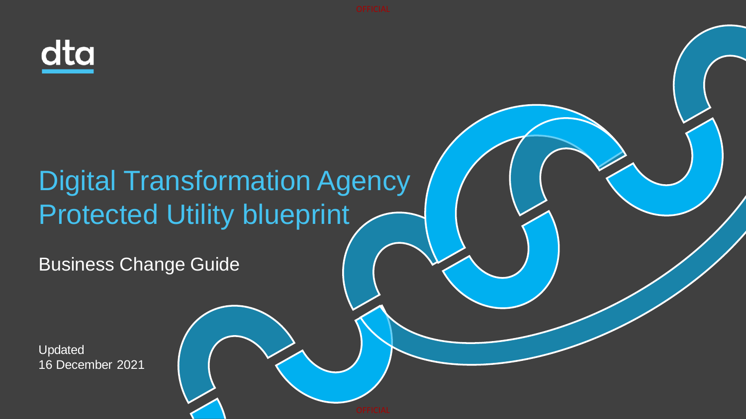dta

# Digital Transformation Agency Protected Utility blueprint

## Business Change Guide

Updated
16 December 2021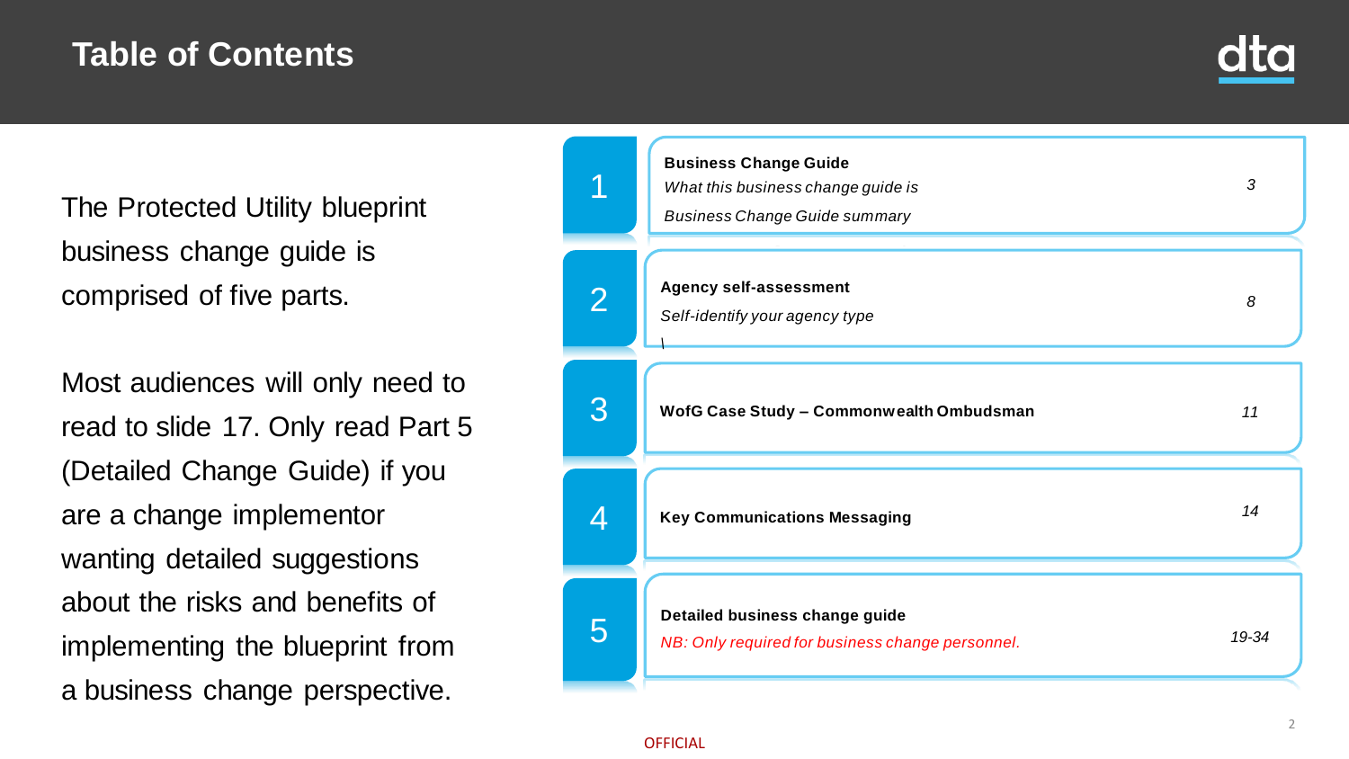# Table of Contents

The Protected Utility blueprint business change guide is comprised of five parts.

Most audiences will only need to read to slide 17. Only read Part 5 (Detailed Change Guide) if you are a change implementor wanting detailed suggestions about the risks and benefits of implementing the blueprint from a business change perspective.

| Part | Section | Page |
|---|---|---|
| 1 | **Business Change Guide**<br>*What this business change guide is*<br>*Business Change Guide summary* | *3* |
| 2 | **Agency self-assessment**<br>*Self-identify your agency type* | *8* |
| 3 | **WofG Case Study – Commonwealth Ombudsman** | *11* |
| 4 | **Key Communications Messaging** | *14* |
| 5 | **Detailed business change guide**<br>*NB: Only required for business change personnel.* | *19-34* |

OFFICIAL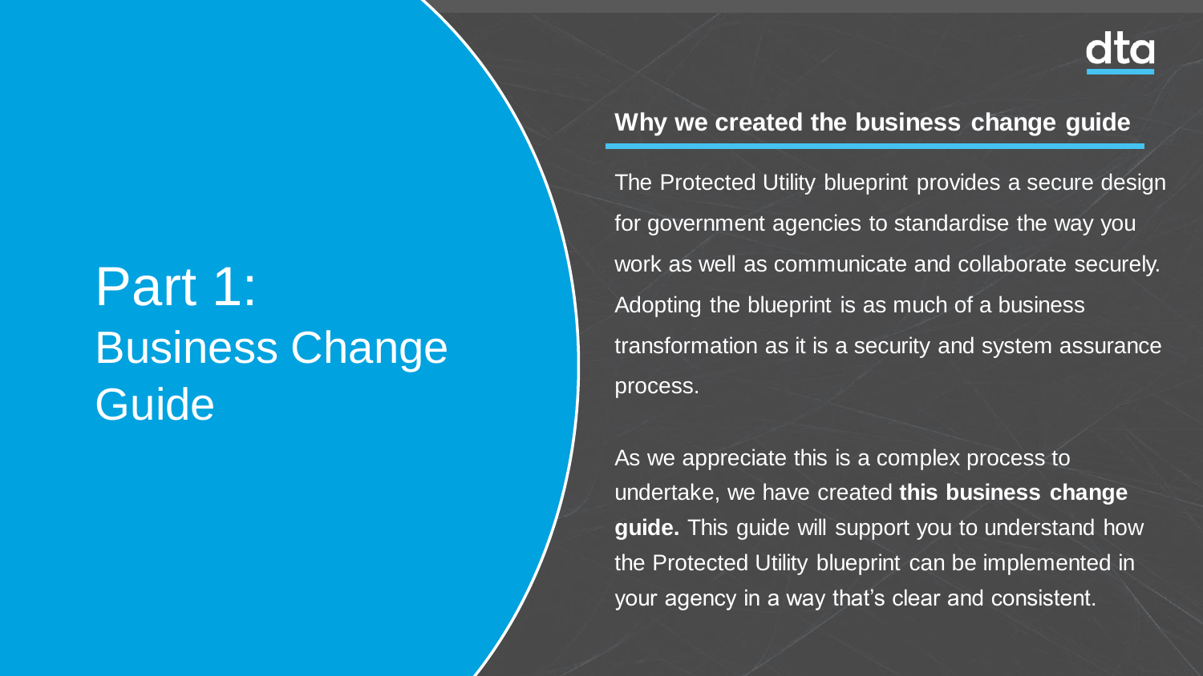# Part 1: Business Change Guide

## Why we created the business change guide

The Protected Utility blueprint provides a secure design for government agencies to standardise the way you work as well as communicate and collaborate securely. Adopting the blueprint is as much of a business transformation as it is a security and system assurance process.

As we appreciate this is a complex process to undertake, we have created **this business change guide.** This guide will support you to understand how the Protected Utility blueprint can be implemented in your agency in a way that's clear and consistent.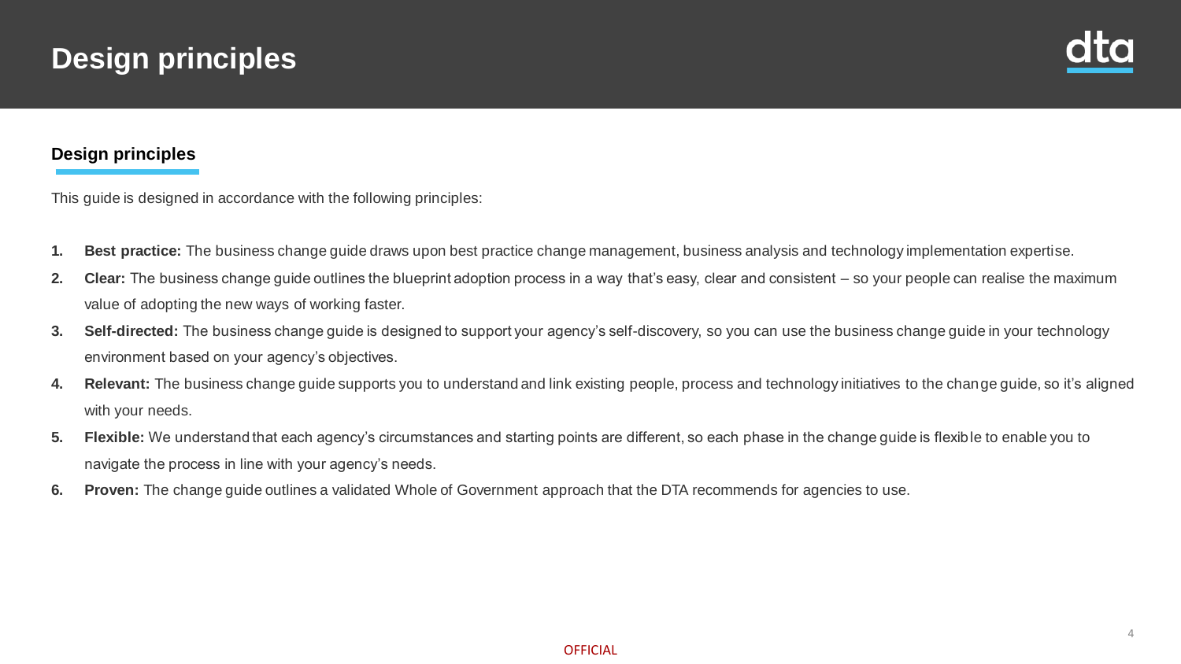# Design principles

## Design principles

This guide is designed in accordance with the following principles:

1. **Best practice:** The business change guide draws upon best practice change management, business analysis and technology implementation expertise.
2. **Clear:** The business change guide outlines the blueprint adoption process in a way that's easy, clear and consistent – so your people can realise the maximum value of adopting the new ways of working faster.
3. **Self-directed:** The business change guide is designed to support your agency's self-discovery, so you can use the business change guide in your technology environment based on your agency's objectives.
4. **Relevant:** The business change guide supports you to understand and link existing people, process and technology initiatives to the change guide, so it's aligned with your needs.
5. **Flexible:** We understand that each agency's circumstances and starting points are different, so each phase in the change guide is flexible to enable you to navigate the process in line with your agency's needs.
6. **Proven:** The change guide outlines a validated Whole of Government approach that the DTA recommends for agencies to use.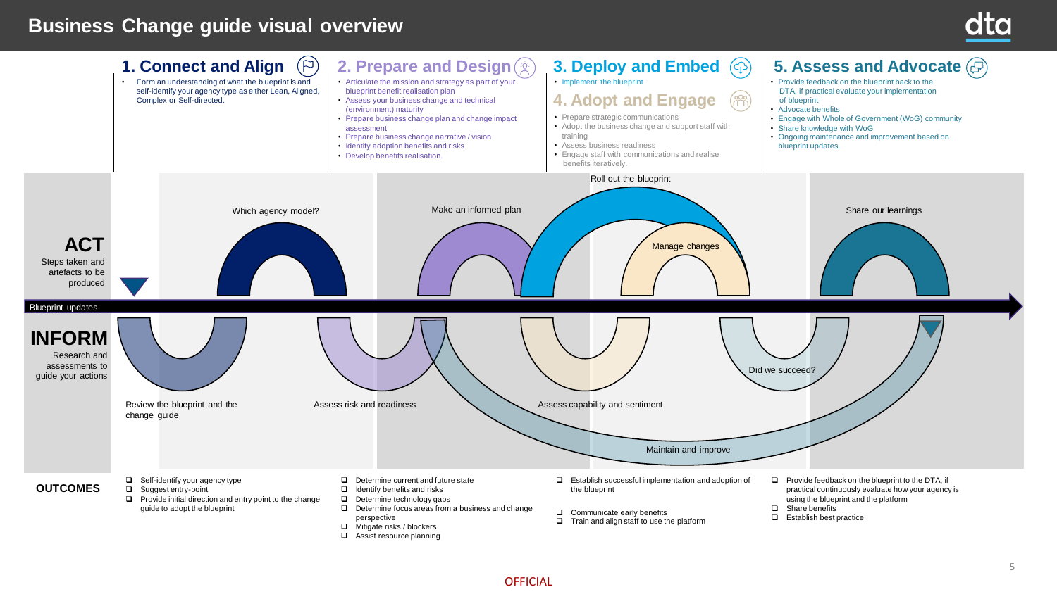# Business Change guide visual overview

## 1. Connect and Align

- Form an understanding of what the blueprint is and self-identify your agency type as either Lean, Aligned, Complex or Self-directed.

## 2. Prepare and Design

- Articulate the mission and strategy as part of your blueprint benefit realisation plan
- Assess your business change and technical (environment) maturity
- Prepare business change plan and change impact assessment
- Prepare business change narrative / vision
- Identify adoption benefits and risks
- Develop benefits realisation.

## 3. Deploy and Embed

- Implement the blueprint

## 4. Adopt and Engage

- Prepare strategic communications
- Adopt the business change and support staff with training
- Assess business readiness
- Engage staff with communications and realise benefits iteratively.

## 5. Assess and Advocate

- Provide feedback on the blueprint back to the DTA, if practical evaluate your implementation of blueprint
- Advocate benefits
- Engage with Whole of Government (WoG) community
- Share knowledge with WoG
- Ongoing maintenance and improvement based on blueprint updates.

**ACT**

Steps taken and artefacts to be produced

- Which agency model?
- Make an informed plan
- Roll out the blueprint
- Manage changes
- Share our learnings

Blueprint updates

**INFORM**

Research and assessments to guide your actions

- Review the blueprint and the change guide
- Assess risk and readiness
- Assess capability and sentiment
- Did we succeed?
- Maintain and improve

## OUTCOMES

**1. Connect and Align**

- Self-identify your agency type
- Suggest entry-point
- Provide initial direction and entry point to the change guide to adopt the blueprint

**2. Prepare and Design**

- Determine current and future state
- Identify benefits and risks
- Determine technology gaps
- Determine focus areas from a business and change perspective
- Mitigate risks / blockers
- Assist resource planning

**3. Deploy and Embed / 4. Adopt and Engage**

- Establish successful implementation and adoption of the blueprint
- Communicate early benefits
- Train and align staff to use the platform

**5. Assess and Advocate**

- Provide feedback on the blueprint to the DTA, if practical continuously evaluate how your agency is using the blueprint and the platform
- Share benefits
- Establish best practice

OFFICIAL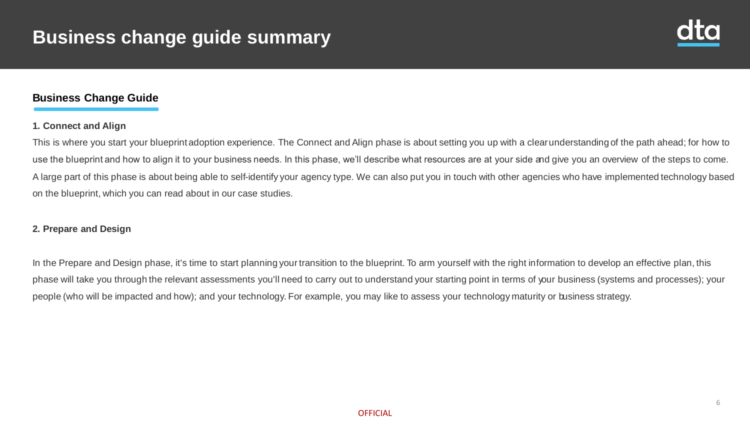# Business change guide summary

## Business Change Guide

### 1. Connect and Align

This is where you start your blueprint adoption experience. The Connect and Align phase is about setting you up with a clear understanding of the path ahead; for how to use the blueprint and how to align it to your business needs. In this phase, we'll describe what resources are at your side and give you an overview of the steps to come. A large part of this phase is about being able to self-identify your agency type. We can also put you in touch with other agencies who have implemented technology based on the blueprint, which you can read about in our case studies.

### 2. Prepare and Design

In the Prepare and Design phase, it's time to start planning your transition to the blueprint. To arm yourself with the right information to develop an effective plan, this phase will take you through the relevant assessments you'll need to carry out to understand your starting point in terms of your business (systems and processes); your people (who will be impacted and how); and your technology. For example, you may like to assess your technology maturity or business strategy.

OFFICIAL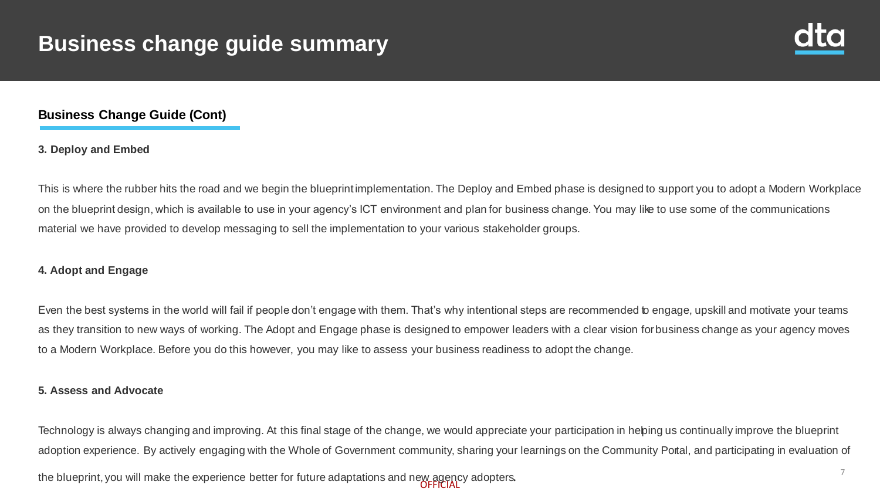# Business change guide summary

## Business Change Guide (Cont)

### 3. Deploy and Embed

This is where the rubber hits the road and we begin the blueprint implementation. The Deploy and Embed phase is designed to support you to adopt a Modern Workplace on the blueprint design, which is available to use in your agency's ICT environment and plan for business change. You may like to use some of the communications material we have provided to develop messaging to sell the implementation to your various stakeholder groups.

### 4. Adopt and Engage

Even the best systems in the world will fail if people don't engage with them. That's why intentional steps are recommended to engage, upskill and motivate your teams as they transition to new ways of working. The Adopt and Engage phase is designed to empower leaders with a clear vision for business change as your agency moves to a Modern Workplace. Before you do this however, you may like to assess your business readiness to adopt the change.

### 5. Assess and Advocate

Technology is always changing and improving. At this final stage of the change, we would appreciate your participation in helping us continually improve the blueprint adoption experience. By actively engaging with the Whole of Government community, sharing your learnings on the Community Portal, and participating in evaluation of the blueprint, you will make the experience better for future adaptations and new agency adopters.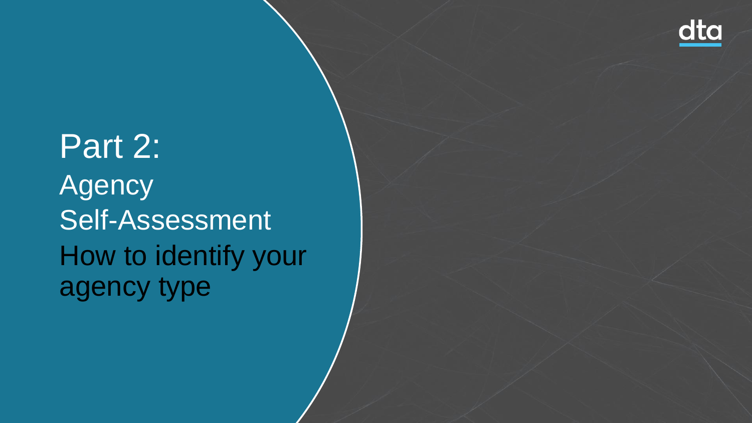# Part 2:

## Agency Self-Assessment

How to identify your agency type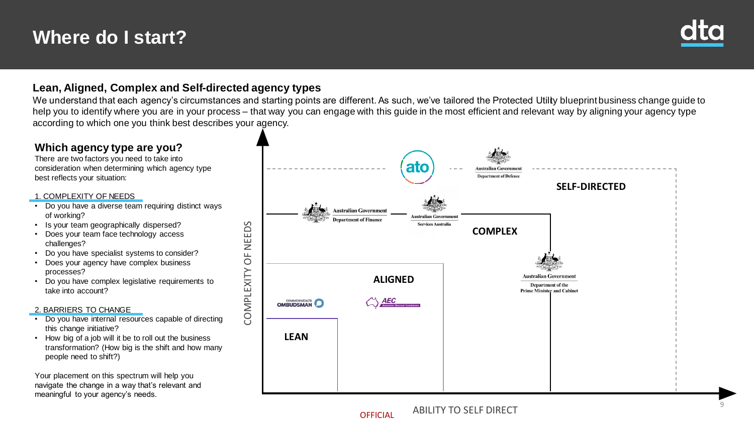# Where do I start?

## Lean, Aligned, Complex and Self-directed agency types

We understand that each agency's circumstances and starting points are different. As such, we've tailored the Protected Utility blueprint business change guide to help you to identify where you are in your process – that way you can engage with this guide in the most efficient and relevant way by aligning your agency type according to which one you think best describes your agency.

### Which agency type are you?

There are two factors you need to take into consideration when determining which agency type best reflects your situation:

1. COMPLEXITY OF NEEDS

- Do you have a diverse team requiring distinct ways of working?
- Is your team geographically dispersed?
- Does your team face technology access challenges?
- Do you have specialist systems to consider?
- Does your agency have complex business processes?
- Do you have complex legislative requirements to take into account?

2. BARRIERS TO CHANGE

- Do you have internal resources capable of directing this change initiative?
- How big of a job will it be to roll out the business transformation? (How big is the shift and how many people need to shift?)

Your placement on this spectrum will help you navigate the change in a way that's relevant and meaningful to your agency's needs.

COMPLEXITY OF NEEDS

SELF-DIRECTED

COMPLEX

ALIGNED

LEAN

ABILITY TO SELF DIRECT

OFFICIAL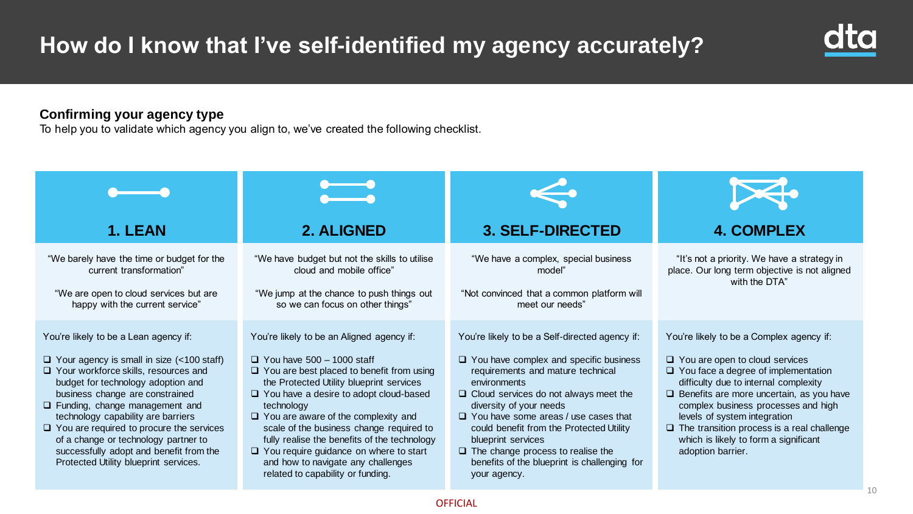# How do I know that I've self-identified my agency accurately?

**Confirming your agency type**

To help you to validate which agency you align to, we've created the following checklist.

## 1. LEAN

"We barely have the time or budget for the current transformation"

"We are open to cloud services but are happy with the current service"

You're likely to be a Lean agency if:

- Your agency is small in size (<100 staff)
- Your workforce skills, resources and budget for technology adoption and business change are constrained
- Funding, change management and technology capability are barriers
- You are required to procure the services of a change or technology partner to successfully adopt and benefit from the Protected Utility blueprint services.

## 2. ALIGNED

"We have budget but not the skills to utilise cloud and mobile office"

"We jump at the chance to push things out so we can focus on other things"

You're likely to be an Aligned agency if:

- You have 500 – 1000 staff
- You are best placed to benefit from using the Protected Utility blueprint services
- You have a desire to adopt cloud-based technology
- You are aware of the complexity and scale of the business change required to fully realise the benefits of the technology
- You require guidance on where to start and how to navigate any challenges related to capability or funding.

## 3. SELF-DIRECTED

"We have a complex, special business model"

"Not convinced that a common platform will meet our needs"

You're likely to be a Self-directed agency if:

- You have complex and specific business requirements and mature technical environments
- Cloud services do not always meet the diversity of your needs
- You have some areas / use cases that could benefit from the Protected Utility blueprint services
- The change process to realise the benefits of the blueprint is challenging for your agency.

## 4. COMPLEX

"It's not a priority. We have a strategy in place. Our long term objective is not aligned with the DTA"

You're likely to be a Complex agency if:

- You are open to cloud services
- You face a degree of implementation difficulty due to internal complexity
- Benefits are more uncertain, as you have complex business processes and high levels of system integration
- The transition process is a real challenge which is likely to form a significant adoption barrier.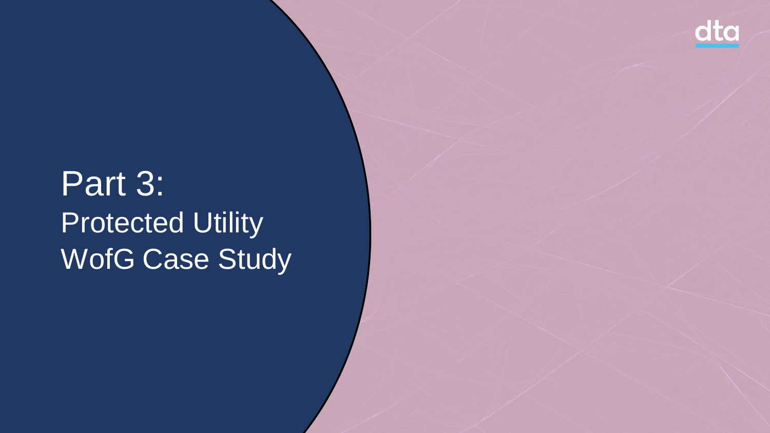# Part 3:

## Protected Utility WofG Case Study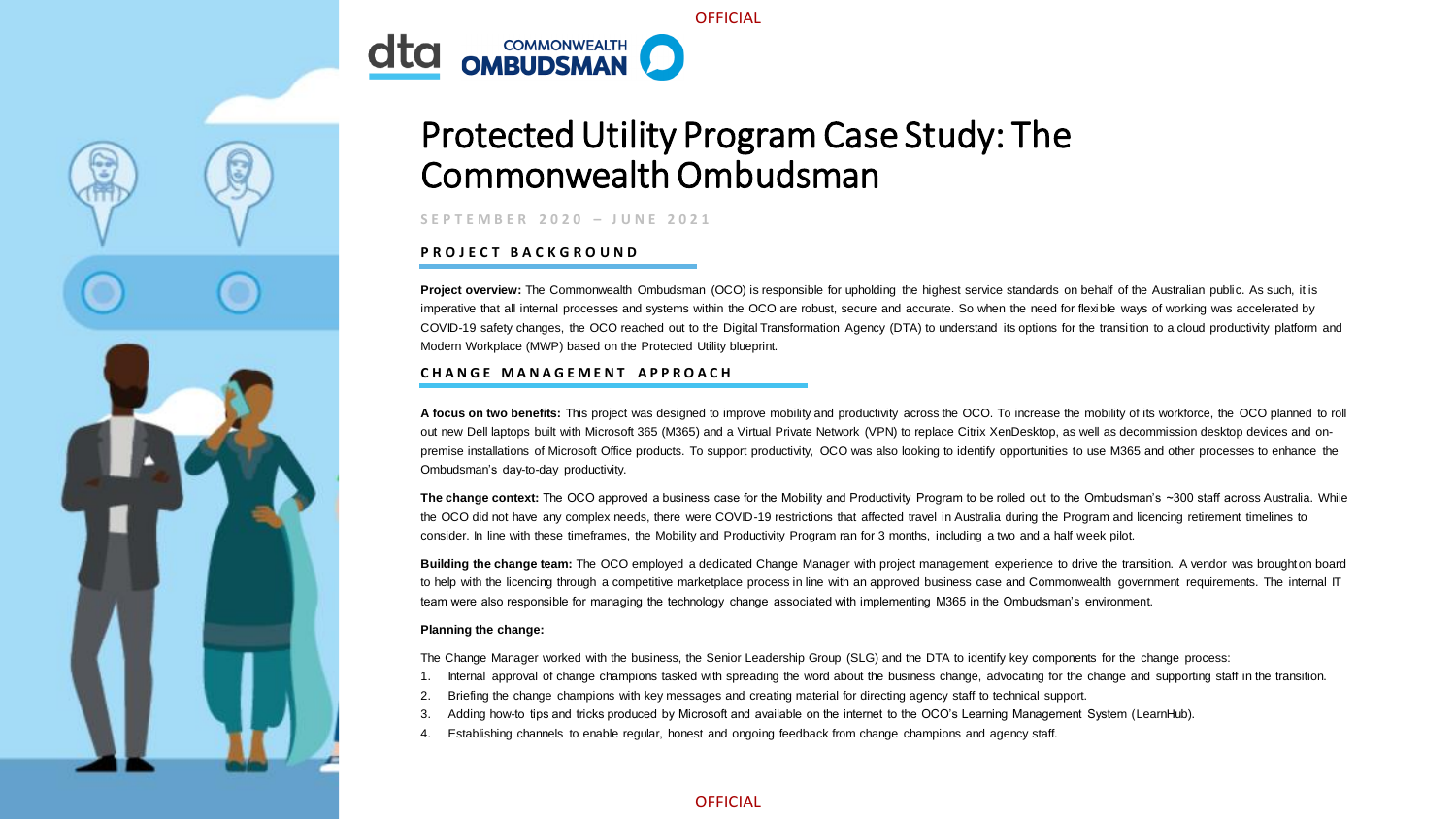# Protected Utility Program Case Study: The Commonwealth Ombudsman

**SEPTEMBER 2020 – JUNE 2021**

## PROJECT BACKGROUND

**Project overview:** The Commonwealth Ombudsman (OCO) is responsible for upholding the highest service standards on behalf of the Australian public. As such, it is imperative that all internal processes and systems within the OCO are robust, secure and accurate. So when the need for flexible ways of working was accelerated by COVID-19 safety changes, the OCO reached out to the Digital Transformation Agency (DTA) to understand its options for the transition to a cloud productivity platform and Modern Workplace (MWP) based on the Protected Utility blueprint.

## CHANGE MANAGEMENT APPROACH

**A focus on two benefits:** This project was designed to improve mobility and productivity across the OCO. To increase the mobility of its workforce, the OCO planned to roll out new Dell laptops built with Microsoft 365 (M365) and a Virtual Private Network (VPN) to replace Citrix XenDesktop, as well as decommission desktop devices and on-premise installations of Microsoft Office products. To support productivity, OCO was also looking to identify opportunities to use M365 and other processes to enhance the Ombudsman's day-to-day productivity.

**The change context:** The OCO approved a business case for the Mobility and Productivity Program to be rolled out to the Ombudsman's ~300 staff across Australia. While the OCO did not have any complex needs, there were COVID-19 restrictions that affected travel in Australia during the Program and licencing retirement timelines to consider. In line with these timeframes, the Mobility and Productivity Program ran for 3 months, including a two and a half week pilot.

**Building the change team:** The OCO employed a dedicated Change Manager with project management experience to drive the transition. A vendor was brought on board to help with the licencing through a competitive marketplace process in line with an approved business case and Commonwealth government requirements. The internal IT team were also responsible for managing the technology change associated with implementing M365 in the Ombudsman's environment.

**Planning the change:**

The Change Manager worked with the business, the Senior Leadership Group (SLG) and the DTA to identify key components for the change process:

1. Internal approval of change champions tasked with spreading the word about the business change, advocating for the change and supporting staff in the transition.
2. Briefing the change champions with key messages and creating material for directing agency staff to technical support.
3. Adding how-to tips and tricks produced by Microsoft and available on the internet to the OCO's Learning Management System (LearnHub).
4. Establishing channels to enable regular, honest and ongoing feedback from change champions and agency staff.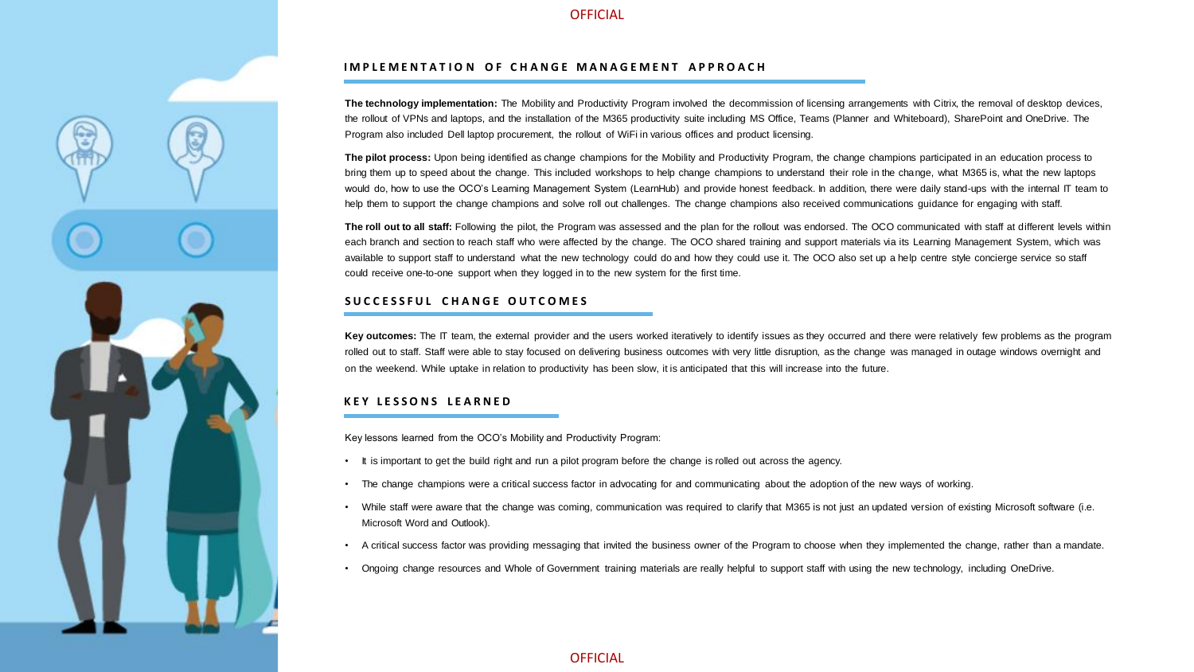## IMPLEMENTATION OF CHANGE MANAGEMENT APPROACH

**The technology implementation:** The Mobility and Productivity Program involved the decommission of licensing arrangements with Citrix, the removal of desktop devices, the rollout of VPNs and laptops, and the installation of the M365 productivity suite including MS Office, Teams (Planner and Whiteboard), SharePoint and OneDrive. The Program also included Dell laptop procurement, the rollout of WiFi in various offices and product licensing.

**The pilot process:** Upon being identified as change champions for the Mobility and Productivity Program, the change champions participated in an education process to bring them up to speed about the change. This included workshops to help change champions to understand their role in the change, what M365 is, what the new laptops would do, how to use the OCO's Learning Management System (LearnHub) and provide honest feedback. In addition, there were daily stand-ups with the internal IT team to help them to support the change champions and solve roll out challenges. The change champions also received communications guidance for engaging with staff.

**The roll out to all staff:** Following the pilot, the Program was assessed and the plan for the rollout was endorsed. The OCO communicated with staff at different levels within each branch and section to reach staff who were affected by the change. The OCO shared training and support materials via its Learning Management System, which was available to support staff to understand what the new technology could do and how they could use it. The OCO also set up a help centre style concierge service so staff could receive one-to-one support when they logged in to the new system for the first time.

## SUCCESSFUL CHANGE OUTCOMES

**Key outcomes:** The IT team, the external provider and the users worked iteratively to identify issues as they occurred and there were relatively few problems as the program rolled out to staff. Staff were able to stay focused on delivering business outcomes with very little disruption, as the change was managed in outage windows overnight and on the weekend. While uptake in relation to productivity has been slow, it is anticipated that this will increase into the future.

## KEY LESSONS LEARNED

Key lessons learned from the OCO's Mobility and Productivity Program:

- It is important to get the build right and run a pilot program before the change is rolled out across the agency.
- The change champions were a critical success factor in advocating for and communicating about the adoption of the new ways of working.
- While staff were aware that the change was coming, communication was required to clarify that M365 is not just an updated version of existing Microsoft software (i.e. Microsoft Word and Outlook).
- A critical success factor was providing messaging that invited the business owner of the Program to choose when they implemented the change, rather than a mandate.
- Ongoing change resources and Whole of Government training materials are really helpful to support staff with using the new technology, including OneDrive.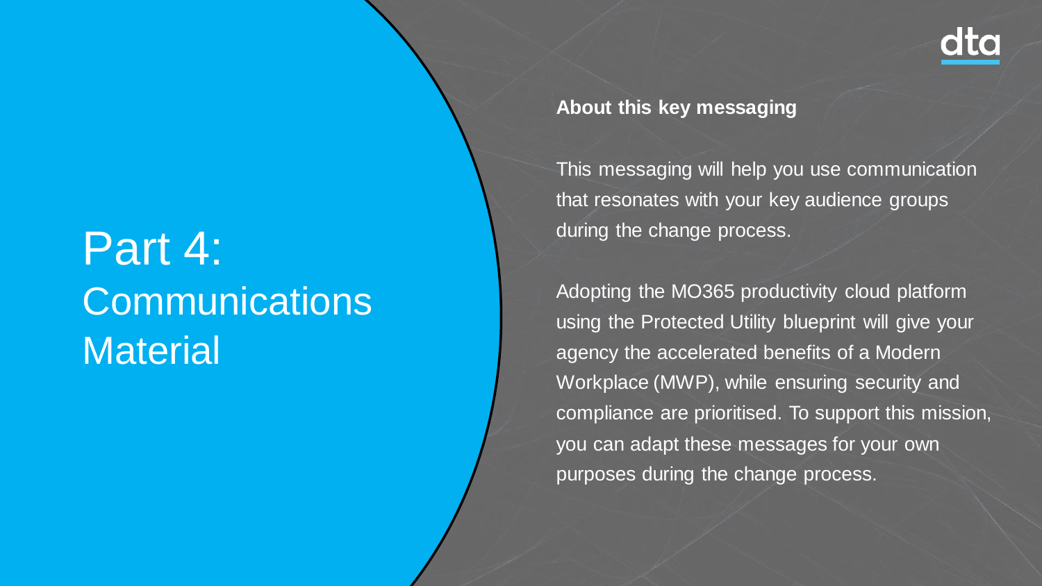# Part 4: Communications Material

**About this key messaging**

This messaging will help you use communication that resonates with your key audience groups during the change process.

Adopting the MO365 productivity cloud platform using the Protected Utility blueprint will give your agency the accelerated benefits of a Modern Workplace (MWP), while ensuring security and compliance are prioritised. To support this mission, you can adapt these messages for your own purposes during the change process.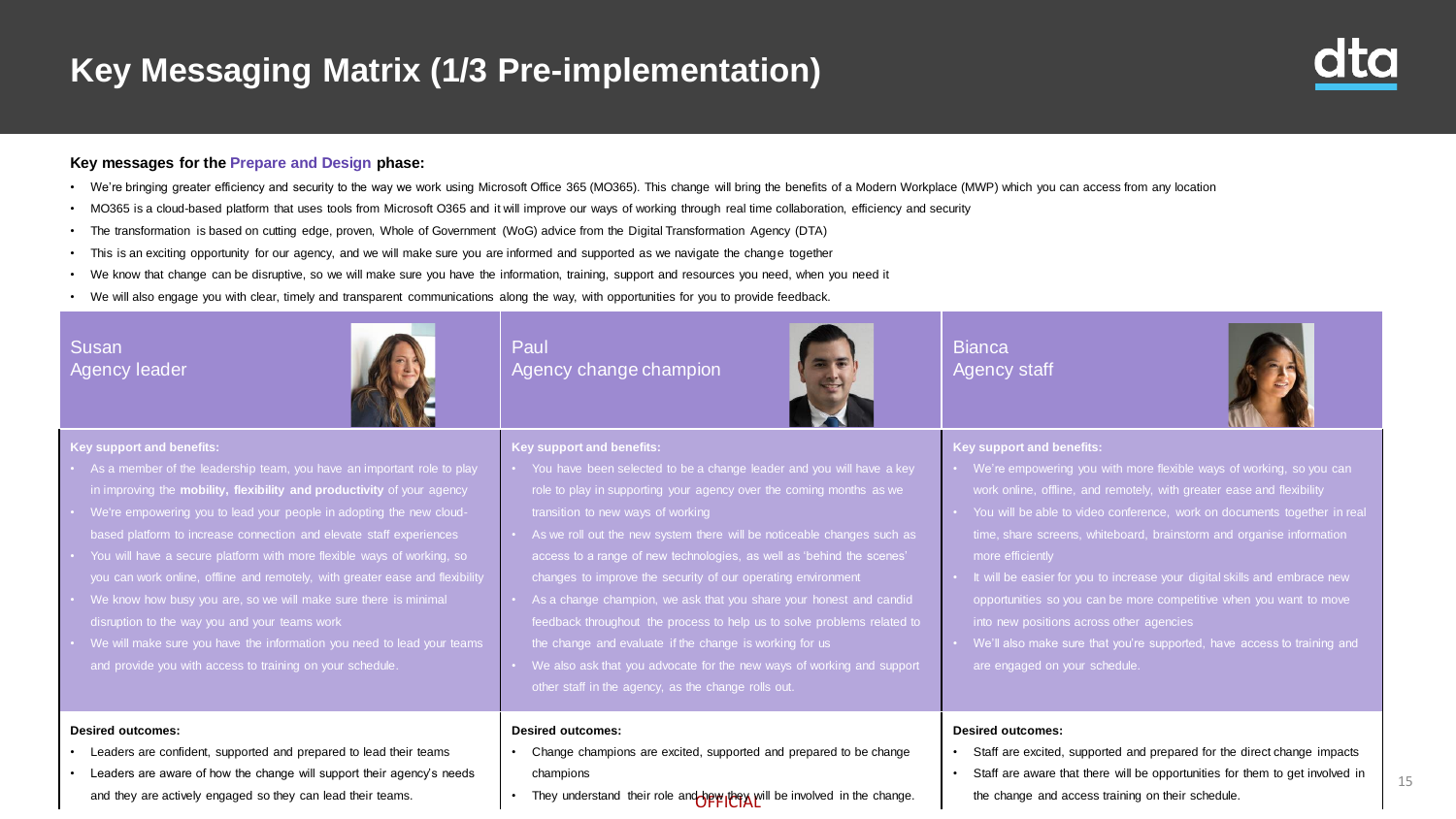# Key Messaging Matrix (1/3 Pre-implementation)

**Key messages for the Prepare and Design phase:**

- We're bringing greater efficiency and security to the way we work using Microsoft Office 365 (MO365). This change will bring the benefits of a Modern Workplace (MWP) which you can access from any location
- MO365 is a cloud-based platform that uses tools from Microsoft O365 and it will improve our ways of working through real time collaboration, efficiency and security
- The transformation is based on cutting edge, proven, Whole of Government (WoG) advice from the Digital Transformation Agency (DTA)
- This is an exciting opportunity for our agency, and we will make sure you are informed and supported as we navigate the change together
- We know that change can be disruptive, so we will make sure you have the information, training, support and resources you need, when you need it
- We will also engage you with clear, timely and transparent communications along the way, with opportunities for you to provide feedback.

## Susan – Agency leader

**Key support and benefits:**

- As a member of the leadership team, you have an important role to play in improving the **mobility, flexibility and productivity** of your agency
- We're empowering you to lead your people in adopting the new cloud-based platform to increase connection and elevate staff experiences
- You will have a secure platform with more flexible ways of working, so you can work online, offline and remotely, with greater ease and flexibility
- We know how busy you are, so we will make sure there is minimal disruption to the way you and your teams work
- We will make sure you have the information you need to lead your teams and provide you with access to training on your schedule.

**Desired outcomes:**

- Leaders are confident, supported and prepared to lead their teams
- Leaders are aware of how the change will support their agency's needs and they are actively engaged so they can lead their teams.

## Paul – Agency change champion

**Key support and benefits:**

- You have been selected to be a change leader and you will have a key role to play in supporting your agency over the coming months as we transition to new ways of working
- As we roll out the new system there will be noticeable changes such as access to a range of new technologies, as well as 'behind the scenes' changes to improve the security of our operating environment
- As a change champion, we ask that you share your honest and candid feedback throughout the process to help us to solve problems related to the change and evaluate if the change is working for us
- We also ask that you advocate for the new ways of working and support other staff in the agency, as the change rolls out.

**Desired outcomes:**

- Change champions are excited, supported and prepared to be change champions
- They understand their role and how they will be involved in the change.

## Bianca – Agency staff

**Key support and benefits:**

- We're empowering you with more flexible ways of working, so you can work online, offline, and remotely, with greater ease and flexibility
- You will be able to video conference, work on documents together in real time, share screens, whiteboard, brainstorm and organise information more efficiently
- It will be easier for you to increase your digital skills and embrace new opportunities so you can be more competitive when you want to move into new positions across other agencies
- We'll also make sure that you're supported, have access to training and are engaged on your schedule.

**Desired outcomes:**

- Staff are excited, supported and prepared for the direct change impacts
- Staff are aware that there will be opportunities for them to get involved in the change and access training on their schedule.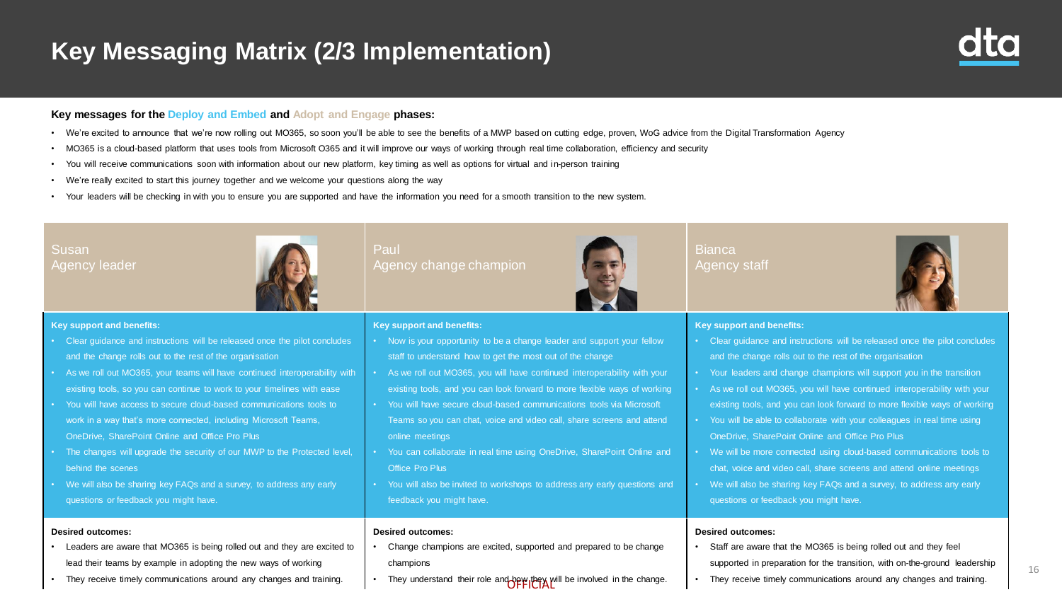# Key Messaging Matrix (2/3 Implementation)

**Key messages for the Deploy and Embed and Adopt and Engage phases:**

- We're excited to announce that we're now rolling out MO365, so soon you'll be able to see the benefits of a MWP based on cutting edge, proven, WoG advice from the Digital Transformation Agency
- MO365 is a cloud-based platform that uses tools from Microsoft O365 and it will improve our ways of working through real time collaboration, efficiency and security
- You will receive communications soon with information about our new platform, key timing as well as options for virtual and in-person training
- We're really excited to start this journey together and we welcome your questions along the way
- Your leaders will be checking in with you to ensure you are supported and have the information you need for a smooth transition to the new system.

| Susan – Agency leader | Paul – Agency change champion | Bianca – Agency staff |
|---|---|---|
| **Key support and benefits:**<br>• Clear guidance and instructions will be released once the pilot concludes and the change rolls out to the rest of the organisation<br>• As we roll out MO365, your teams will have continued interoperability with existing tools, so you can continue to work to your timelines with ease<br>• You will have access to secure cloud-based communications tools to work in a way that's more connected, including Microsoft Teams, OneDrive, SharePoint Online and Office Pro Plus<br>• The changes will upgrade the security of our MWP to the Protected level, behind the scenes<br>• We will also be sharing key FAQs and a survey, to address any early questions or feedback you might have. | **Key support and benefits:**<br>• Now is your opportunity to be a change leader and support your fellow staff to understand how to get the most out of the change<br>• As we roll out MO365, you will have continued interoperability with your existing tools, and you can look forward to more flexible ways of working<br>• You will have secure cloud-based communications tools via Microsoft Teams so you can chat, voice and video call, share screens and attend online meetings<br>• You can collaborate in real time using OneDrive, SharePoint Online and Office Pro Plus<br>• You will also be invited to workshops to address any early questions and feedback you might have. | **Key support and benefits:**<br>• Clear guidance and instructions will be released once the pilot concludes and the change rolls out to the rest of the organisation<br>• Your leaders and change champions will support you in the transition<br>• As we roll out MO365, you will have continued interoperability with your existing tools, and you can look forward to more flexible ways of working<br>• You will be able to collaborate with your colleagues in real time using OneDrive, SharePoint Online and Office Pro Plus<br>• We will be more connected using cloud-based communications tools to chat, voice and video call, share screens and attend online meetings<br>• We will also be sharing key FAQs and a survey, to address any early questions or feedback you might have. |
| **Desired outcomes:**<br>• Leaders are aware that MO365 is being rolled out and they are excited to lead their teams by example in adopting the new ways of working<br>• They receive timely communications around any changes and training. | **Desired outcomes:**<br>• Change champions are excited, supported and prepared to be change champions<br>• They understand their role and how they will be involved in the change. | **Desired outcomes:**<br>• Staff are aware that the MO365 is being rolled out and they feel supported in preparation for the transition, with on-the-ground leadership<br>• They receive timely communications around any changes and training. |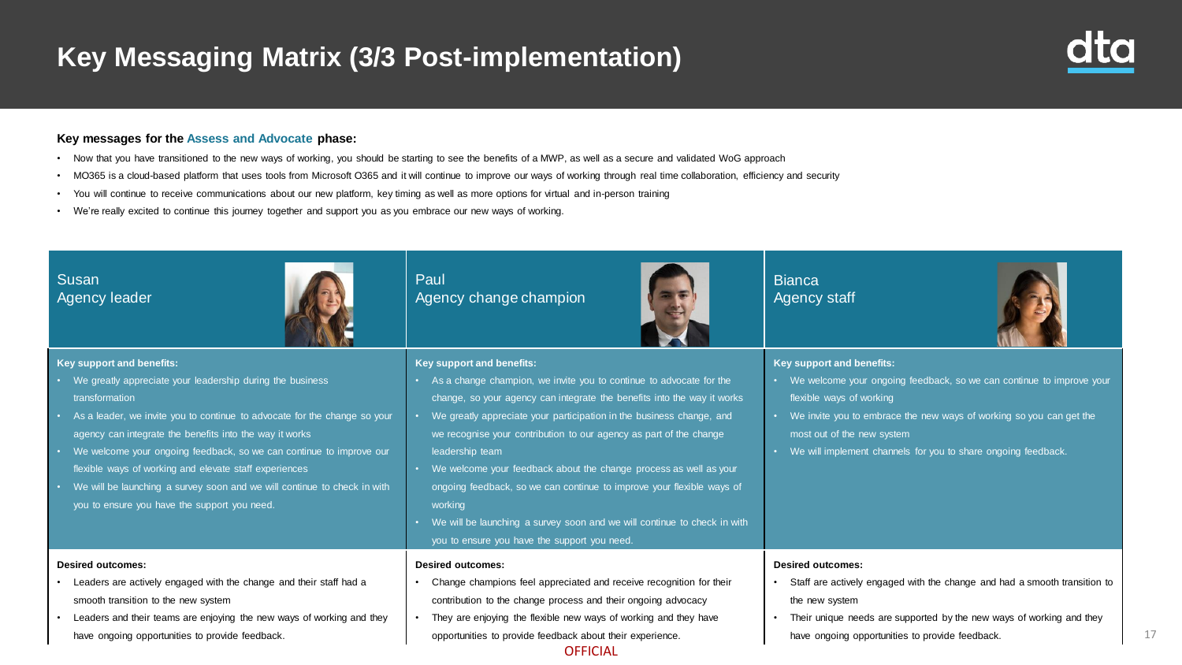# Key Messaging Matrix (3/3 Post-implementation)

**Key messages for the Assess and Advocate phase:**

- Now that you have transitioned to the new ways of working, you should be starting to see the benefits of a MWP, as well as a secure and validated WoG approach
- MO365 is a cloud-based platform that uses tools from Microsoft O365 and it will continue to improve our ways of working through real time collaboration, efficiency and security
- You will continue to receive communications about our new platform, key timing as well as more options for virtual and in-person training
- We're really excited to continue this journey together and support you as you embrace our new ways of working.

| Susan<br>Agency leader | Paul<br>Agency change champion | Bianca<br>Agency staff |
|---|---|---|
| **Key support and benefits:**<br>• We greatly appreciate your leadership during the business transformation<br>• As a leader, we invite you to continue to advocate for the change so your agency can integrate the benefits into the way it works<br>• We welcome your ongoing feedback, so we can continue to improve our flexible ways of working and elevate staff experiences<br>• We will be launching a survey soon and we will continue to check in with you to ensure you have the support you need. | **Key support and benefits:**<br>• As a change champion, we invite you to continue to advocate for the change, so your agency can integrate the benefits into the way it works<br>• We greatly appreciate your participation in the business change, and we recognise your contribution to our agency as part of the change leadership team<br>• We welcome your feedback about the change process as well as your ongoing feedback, so we can continue to improve your flexible ways of working<br>• We will be launching a survey soon and we will continue to check in with you to ensure you have the support you need. | **Key support and benefits:**<br>• We welcome your ongoing feedback, so we can continue to improve your flexible ways of working<br>• We invite you to embrace the new ways of working so you can get the most out of the new system<br>• We will implement channels for you to share ongoing feedback. |
| **Desired outcomes:**<br>• Leaders are actively engaged with the change and their staff had a smooth transition to the new system<br>• Leaders and their teams are enjoying the new ways of working and they have ongoing opportunities to provide feedback. | **Desired outcomes:**<br>• Change champions feel appreciated and receive recognition for their contribution to the change process and their ongoing advocacy<br>• They are enjoying the flexible new ways of working and they have opportunities to provide feedback about their experience. | **Desired outcomes:**<br>• Staff are actively engaged with the change and had a smooth transition to the new system<br>• Their unique needs are supported by the new ways of working and they have ongoing opportunities to provide feedback. |

OFFICIAL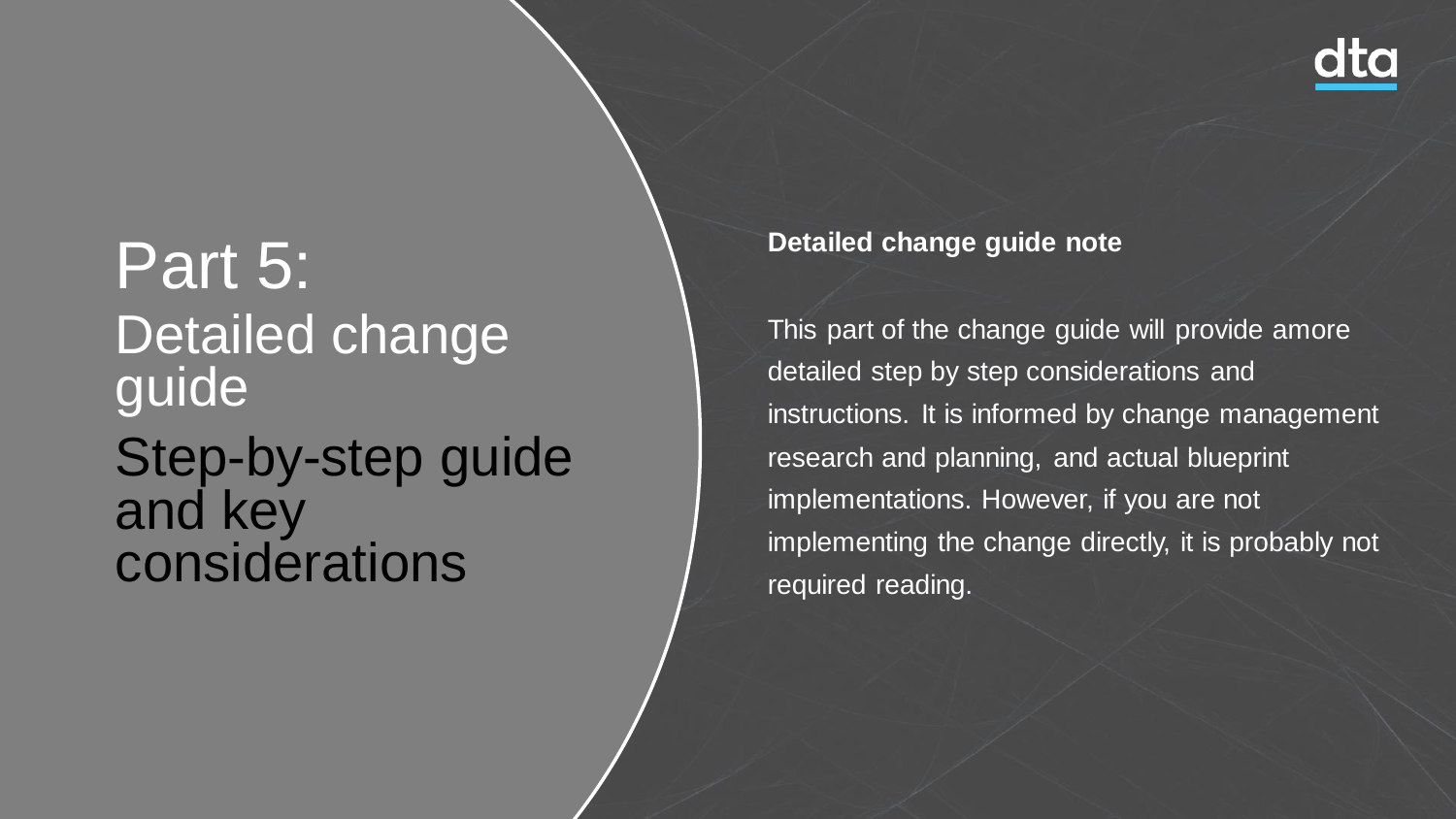# Part 5:

## Detailed change guide

## Step-by-step guide and key considerations

**Detailed change guide note**

This part of the change guide will provide amore detailed step by step considerations and instructions. It is informed by change management research and planning, and actual blueprint implementations. However, if you are not implementing the change directly, it is probably not required reading.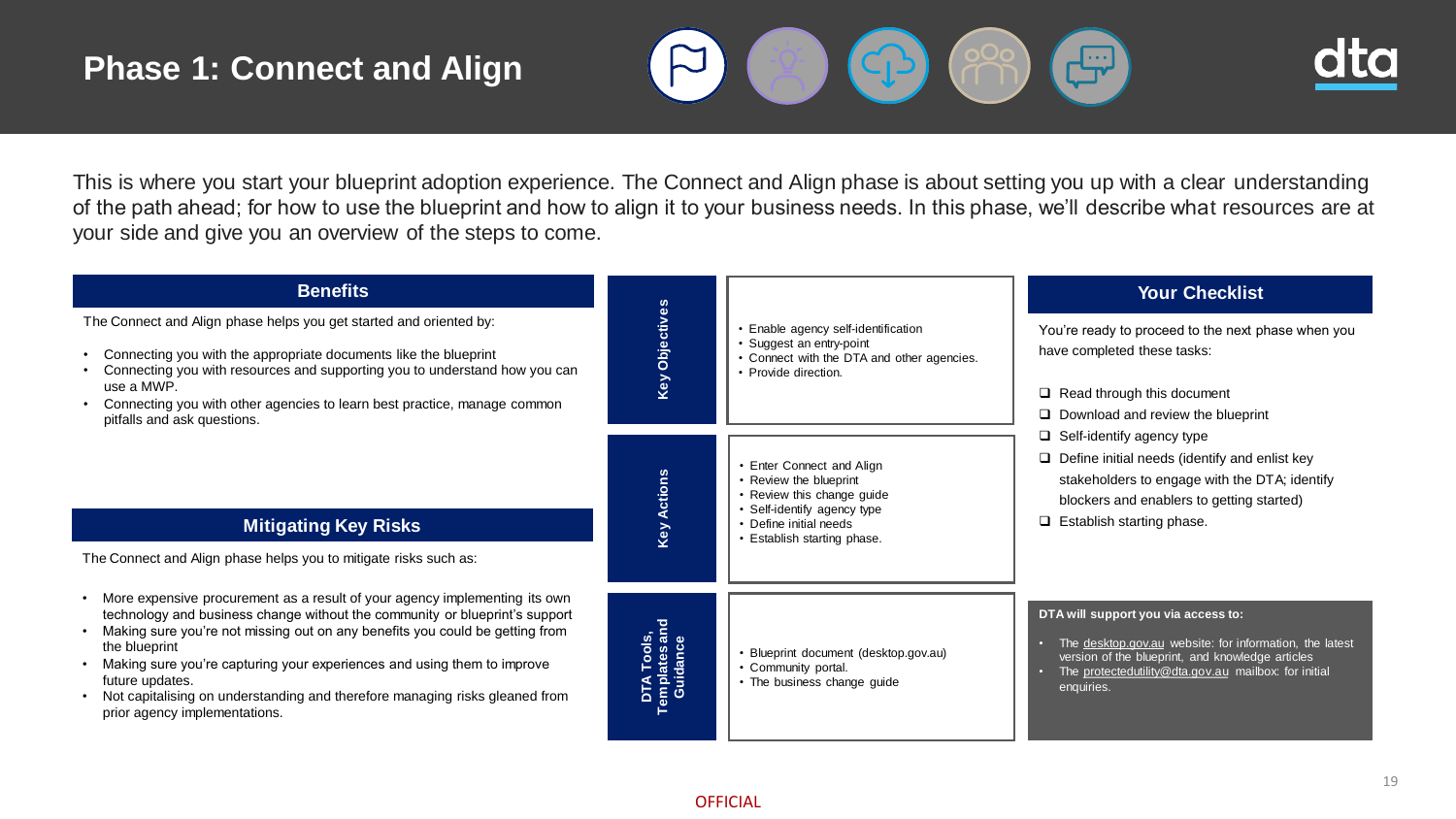# Phase 1: Connect and Align

This is where you start your blueprint adoption experience. The Connect and Align phase is about setting you up with a clear understanding of the path ahead; for how to use the blueprint and how to align it to your business needs. In this phase, we'll describe what resources are at your side and give you an overview of the steps to come.

## Benefits

The Connect and Align phase helps you get started and oriented by:

- Connecting you with the appropriate documents like the blueprint
- Connecting you with resources and supporting you to understand how you can use a MWP.
- Connecting you with other agencies to learn best practice, manage common pitfalls and ask questions.

## Mitigating Key Risks

The Connect and Align phase helps you to mitigate risks such as:

- More expensive procurement as a result of your agency implementing its own technology and business change without the community or blueprint's support
- Making sure you're not missing out on any benefits you could be getting from the blueprint
- Making sure you're capturing your experiences and using them to improve future updates.
- Not capitalising on understanding and therefore managing risks gleaned from prior agency implementations.

| | |
|---|---|
| **Key Objectives** | • Enable agency self-identification<br>• Suggest an entry-point<br>• Connect with the DTA and other agencies.<br>• Provide direction. |
| **Key Actions** | • Enter Connect and Align<br>• Review the blueprint<br>• Review this change guide<br>• Self-identify agency type<br>• Define initial needs<br>• Establish starting phase. |
| **DTA Tools, Templates and Guidance** | • Blueprint document (desktop.gov.au)<br>• Community portal.<br>• The business change guide |

## Your Checklist

You're ready to proceed to the next phase when you have completed these tasks:

- ☐ Read through this document
- ☐ Download and review the blueprint
- ☐ Self-identify agency type
- ☐ Define initial needs (identify and enlist key stakeholders to engage with the DTA; identify blockers and enablers to getting started)
- ☐ Establish starting phase.

**DTA will support you via access to:**

- The desktop.gov.au website: for information, the latest version of the blueprint, and knowledge articles
- The protectedutility@dta.gov.au mailbox: for initial enquiries.

OFFICIAL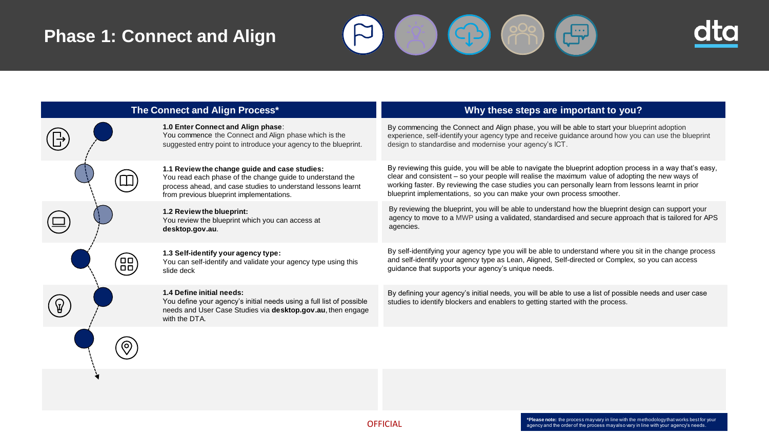# Phase 1: Connect and Align

| The Connect and Align Process* | Why these steps are important to you? |
|---|---|
| **1.0 Enter Connect and Align phase**: You commence the Connect and Align phase which is the suggested entry point to introduce your agency to the blueprint. | By commencing the Connect and Align phase, you will be able to start your blueprint adoption experience, self-identify your agency type and receive guidance around how you can use the blueprint design to standardise and modernise your agency's ICT. |
| **1.1 Review the change guide and case studies:** You read each phase of the change guide to understand the process ahead, and case studies to understand lessons learnt from previous blueprint implementations. | By reviewing this guide, you will be able to navigate the blueprint adoption process in a way that's easy, clear and consistent – so your people will realise the maximum value of adopting the new ways of working faster. By reviewing the case studies you can personally learn from lessons learnt in prior blueprint implementations, so you can make your own process smoother. |
| **1.2 Review the blueprint:** You review the blueprint which you can access at **desktop.gov.au**. | By reviewing the blueprint, you will be able to understand how the blueprint design can support your agency to move to a MWP using a validated, standardised and secure approach that is tailored for APS agencies. |
| **1.3 Self-identify your agency type:** You can self-identify and validate your agency type using this slide deck | By self-identifying your agency type you will be able to understand where you sit in the change process and self-identify your agency type as Lean, Aligned, Self-directed or Complex, so you can access guidance that supports your agency's unique needs. |
| **1.4 Define initial needs:** You define your agency's initial needs using a full list of possible needs and User Case Studies via **desktop.gov.au**, then engage with the DTA. | By defining your agency's initial needs, you will be able to use a list of possible needs and user case studies to identify blockers and enablers to getting started with the process. |

OFFICIAL

***Please note:** the process may vary in line with the methodology that works best for your agency and the order of the process may also vary in line with your agency's needs.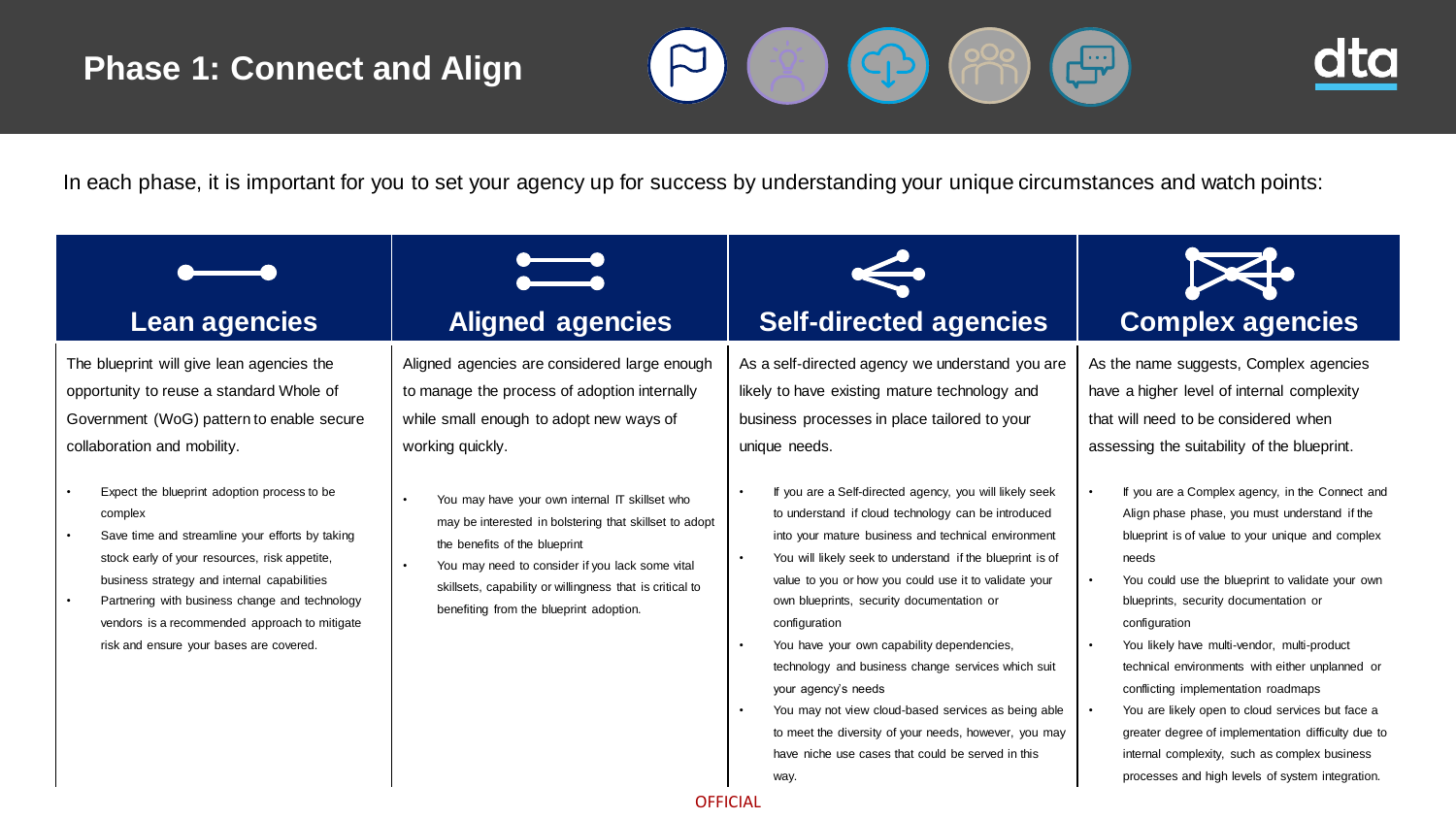# Phase 1: Connect and Align

In each phase, it is important for you to set your agency up for success by understanding your unique circumstances and watch points:

## Lean agencies

The blueprint will give lean agencies the opportunity to reuse a standard Whole of Government (WoG) pattern to enable secure collaboration and mobility.

- Expect the blueprint adoption process to be complex
- Save time and streamline your efforts by taking stock early of your resources, risk appetite, business strategy and internal capabilities
- Partnering with business change and technology vendors is a recommended approach to mitigate risk and ensure your bases are covered.

## Aligned agencies

Aligned agencies are considered large enough to manage the process of adoption internally while small enough to adopt new ways of working quickly.

- You may have your own internal IT skillset who may be interested in bolstering that skillset to adopt the benefits of the blueprint
- You may need to consider if you lack some vital skillsets, capability or willingness that is critical to benefiting from the blueprint adoption.

## Self-directed agencies

As a self-directed agency we understand you are likely to have existing mature technology and business processes in place tailored to your unique needs.

- If you are a Self-directed agency, you will likely seek to understand if cloud technology can be introduced into your mature business and technical environment
- You will likely seek to understand if the blueprint is of value to you or how you could use it to validate your own blueprints, security documentation or configuration
- You have your own capability dependencies, technology and business change services which suit your agency's needs
- You may not view cloud-based services as being able to meet the diversity of your needs, however, you may have niche use cases that could be served in this way.

## Complex agencies

As the name suggests, Complex agencies have a higher level of internal complexity that will need to be considered when assessing the suitability of the blueprint.

- If you are a Complex agency, in the Connect and Align phase phase, you must understand if the blueprint is of value to your unique and complex needs
- You could use the blueprint to validate your own blueprints, security documentation or configuration
- You likely have multi-vendor, multi-product technical environments with either unplanned or conflicting implementation roadmaps
- You are likely open to cloud services but face a greater degree of implementation difficulty due to internal complexity, such as complex business processes and high levels of system integration.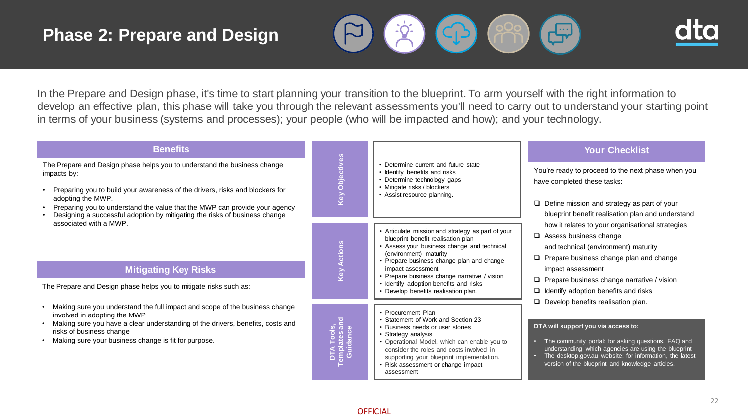# Phase 2: Prepare and Design

In the Prepare and Design phase, it's time to start planning your transition to the blueprint. To arm yourself with the right information to develop an effective plan, this phase will take you through the relevant assessments you'll need to carry out to understand your starting point in terms of your business (systems and processes); your people (who will be impacted and how); and your technology.

## Benefits

The Prepare and Design phase helps you to understand the business change impacts by:

- Preparing you to build your awareness of the drivers, risks and blockers for adopting the MWP.
- Preparing you to understand the value that the MWP can provide your agency
- Designing a successful adoption by mitigating the risks of business change associated with a MWP.

## Mitigating Key Risks

The Prepare and Design phase helps you to mitigate risks such as:

- Making sure you understand the full impact and scope of the business change involved in adopting the MWP
- Making sure you have a clear understanding of the drivers, benefits, costs and risks of business change
- Making sure your business change is fit for purpose.

## Key Objectives

- Determine current and future state
- Identify benefits and risks
- Determine technology gaps
- Mitigate risks / blockers
- Assist resource planning.

## Key Actions

- Articulate mission and strategy as part of your blueprint benefit realisation plan
- Assess your business change and technical (environment) maturity
- Prepare business change plan and change impact assessment
- Prepare business change narrative / vision
- Identify adoption benefits and risks
- Develop benefits realisation plan.

## DTA Tools, Templates and Guidance

- Procurement Plan
- Statement of Work and Section 23
- Business needs or user stories
- Strategy analysis
- Operational Model, which can enable you to consider the roles and costs involved in supporting your blueprint implementation.
- Risk assessment or change impact assessment

## Your Checklist

You're ready to proceed to the next phase when you have completed these tasks:

- [ ] Define mission and strategy as part of your blueprint benefit realisation plan and understand how it relates to your organisational strategies
- [ ] Assess business change and technical (environment) maturity
- [ ] Prepare business change plan and change impact assessment
- [ ] Prepare business change narrative / vision
- [ ] Identify adoption benefits and risks
- [ ] Develop benefits realisation plan.

**DTA will support you via access to:**

- The community portal: for asking questions, FAQ and understanding which agencies are using the blueprint
- The desktop.gov.au website: for information, the latest version of the blueprint and knowledge articles.

OFFICIAL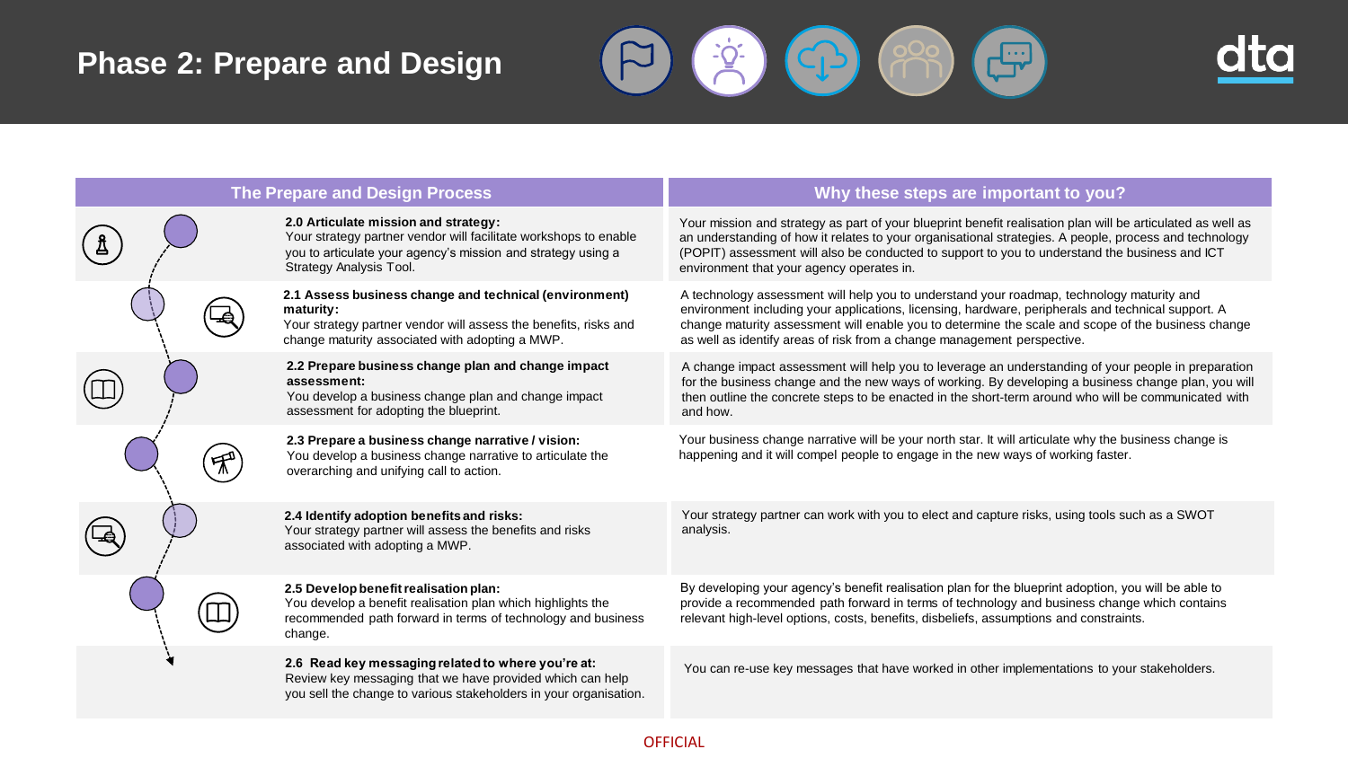# Phase 2: Prepare and Design

| The Prepare and Design Process | Why these steps are important to you? |
| --- | --- |
| **2.0 Articulate mission and strategy:** Your strategy partner vendor will facilitate workshops to enable you to articulate your agency's mission and strategy using a Strategy Analysis Tool. | Your mission and strategy as part of your blueprint benefit realisation plan will be articulated as well as an understanding of how it relates to your organisational strategies. A people, process and technology (POPIT) assessment will also be conducted to support to you to understand the business and ICT environment that your agency operates in. |
| **2.1 Assess business change and technical (environment) maturity:** Your strategy partner vendor will assess the benefits, risks and change maturity associated with adopting a MWP. | A technology assessment will help you to understand your roadmap, technology maturity and environment including your applications, licensing, hardware, peripherals and technical support. A change maturity assessment will enable you to determine the scale and scope of the business change as well as identify areas of risk from a change management perspective. |
| **2.2 Prepare business change plan and change impact assessment:** You develop a business change plan and change impact assessment for adopting the blueprint. | A change impact assessment will help you to leverage an understanding of your people in preparation for the business change and the new ways of working. By developing a business change plan, you will then outline the concrete steps to be enacted in the short-term around who will be communicated with and how. |
| **2.3 Prepare a business change narrative / vision:** You develop a business change narrative to articulate the overarching and unifying call to action. | Your business change narrative will be your north star. It will articulate why the business change is happening and it will compel people to engage in the new ways of working faster. |
| **2.4 Identify adoption benefits and risks:** Your strategy partner vendor will assess the benefits and risks associated with adopting a MWP. | Your strategy partner can work with you to elect and capture risks, using tools such as a SWOT analysis. |
| **2.5 Develop benefit realisation plan:** You develop a benefit realisation plan which highlights the recommended path forward in terms of technology and business change. | By developing your agency's benefit realisation plan for the blueprint adoption, you will be able to provide a recommended path forward in terms of technology and business change which contains relevant high-level options, costs, benefits, disbeliefs, assumptions and constraints. |
| **2.6 Read key messaging related to where you're at:** Review key messaging that we have provided which can help you sell the change to various stakeholders in your organisation. | You can re-use key messages that have worked in other implementations to your stakeholders. |

OFFICIAL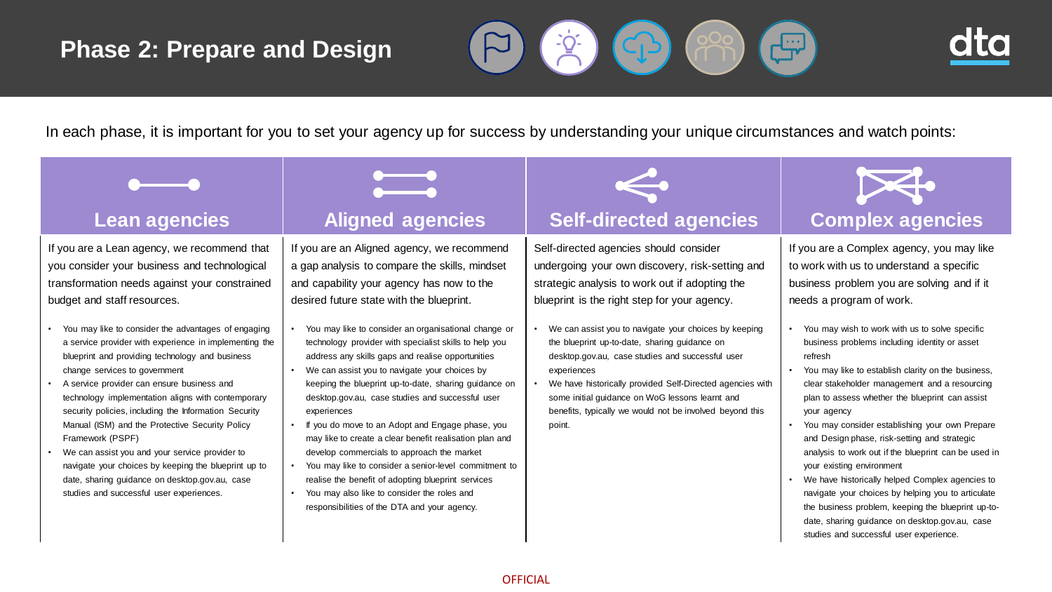# Phase 2: Prepare and Design

In each phase, it is important for you to set your agency up for success by understanding your unique circumstances and watch points:

## Lean agencies

If you are a Lean agency, we recommend that you consider your business and technological transformation needs against your constrained budget and staff resources.

- You may like to consider the advantages of engaging a service provider with experience in implementing the blueprint and providing technology and business change services to government
- A service provider can ensure business and technology implementation aligns with contemporary security policies, including the Information Security Manual (ISM) and the Protective Security Policy Framework (PSPF)
- We can assist you and your service provider to navigate your choices by keeping the blueprint up to date, sharing guidance on desktop.gov.au, case studies and successful user experiences.

## Aligned agencies

If you are an Aligned agency, we recommend a gap analysis to compare the skills, mindset and capability your agency has now to the desired future state with the blueprint.

- You may like to consider an organisational change or technology provider with specialist skills to help you address any skills gaps and realise opportunities
- We can assist you to navigate your choices by keeping the blueprint up-to-date, sharing guidance on desktop.gov.au, case studies and successful user experiences
- If you do move to an Adopt and Engage phase, you may like to create a clear benefit realisation plan and develop commercials to approach the market
- You may like to consider a senior-level commitment to realise the benefit of adopting blueprint services
- You may also like to consider the roles and responsibilities of the DTA and your agency.

## Self-directed agencies

Self-directed agencies should consider undergoing your own discovery, risk-setting and strategic analysis to work out if adopting the blueprint is the right step for your agency.

- We can assist you to navigate your choices by keeping the blueprint up-to-date, sharing guidance on desktop.gov.au, case studies and successful user experiences
- We have historically provided Self-Directed agencies with some initial guidance on WoG lessons learnt and benefits, typically we would not be involved beyond this point.

## Complex agencies

If you are a Complex agency, you may like to work with us to understand a specific business problem you are solving and if it needs a program of work.

- You may wish to work with us to solve specific business problems including identity or asset refresh
- You may like to establish clarity on the business, clear stakeholder management and a resourcing plan to assess whether the blueprint can assist your agency
- You may consider establishing your own Prepare and Design phase, risk-setting and strategic analysis to work out if the blueprint can be used in your existing environment
- We have historically helped Complex agencies to navigate your choices by helping you to articulate the business problem, keeping the blueprint up-to-date, sharing guidance on desktop.gov.au, case studies and successful user experience.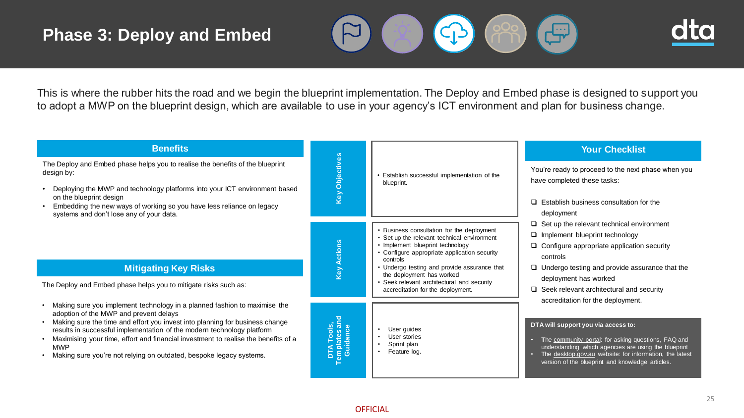# Phase 3: Deploy and Embed

This is where the rubber hits the road and we begin the blueprint implementation. The Deploy and Embed phase is designed to support you to adopt a MWP on the blueprint design, which are available to use in your agency's ICT environment and plan for business change.

## Benefits

The Deploy and Embed phase helps you to realise the benefits of the blueprint design by:

- Deploying the MWP and technology platforms into your ICT environment based on the blueprint design
- Embedding the new ways of working so you have less reliance on legacy systems and don't lose any of your data.

## Mitigating Key Risks

The Deploy and Embed phase helps you to mitigate risks such as:

- Making sure you implement technology in a planned fashion to maximise the adoption of the MWP and prevent delays
- Making sure the time and effort you invest into planning for business change results in successful implementation of the modern technology platform
- Maximising your time, effort and financial investment to realise the benefits of a MWP
- Making sure you're not relying on outdated, bespoke legacy systems.

## Key Objectives

- Establish successful implementation of the blueprint.

## Key Actions

- Business consultation for the deployment
- Set up the relevant technical environment
- Implement blueprint technology
- Configure appropriate application security controls
- Undergo testing and provide assurance that the deployment has worked
- Seek relevant architectural and security accreditation for the deployment.

## DTA Tools, Templates and Guidance

- User guides
- User stories
- Sprint plan
- Feature log.

## Your Checklist

You're ready to proceed to the next phase when you have completed these tasks:

- [ ] Establish business consultation for the deployment
- [ ] Set up the relevant technical environment
- [ ] Implement blueprint technology
- [ ] Configure appropriate application security controls
- [ ] Undergo testing and provide assurance that the deployment has worked
- [ ] Seek relevant architectural and security accreditation for the deployment.

**DTA will support you via access to:**

- The community portal: for asking questions, FAQ and understanding which agencies are using the blueprint
- The desktop.gov.au website: for information, the latest version of the blueprint and knowledge articles.

OFFICIAL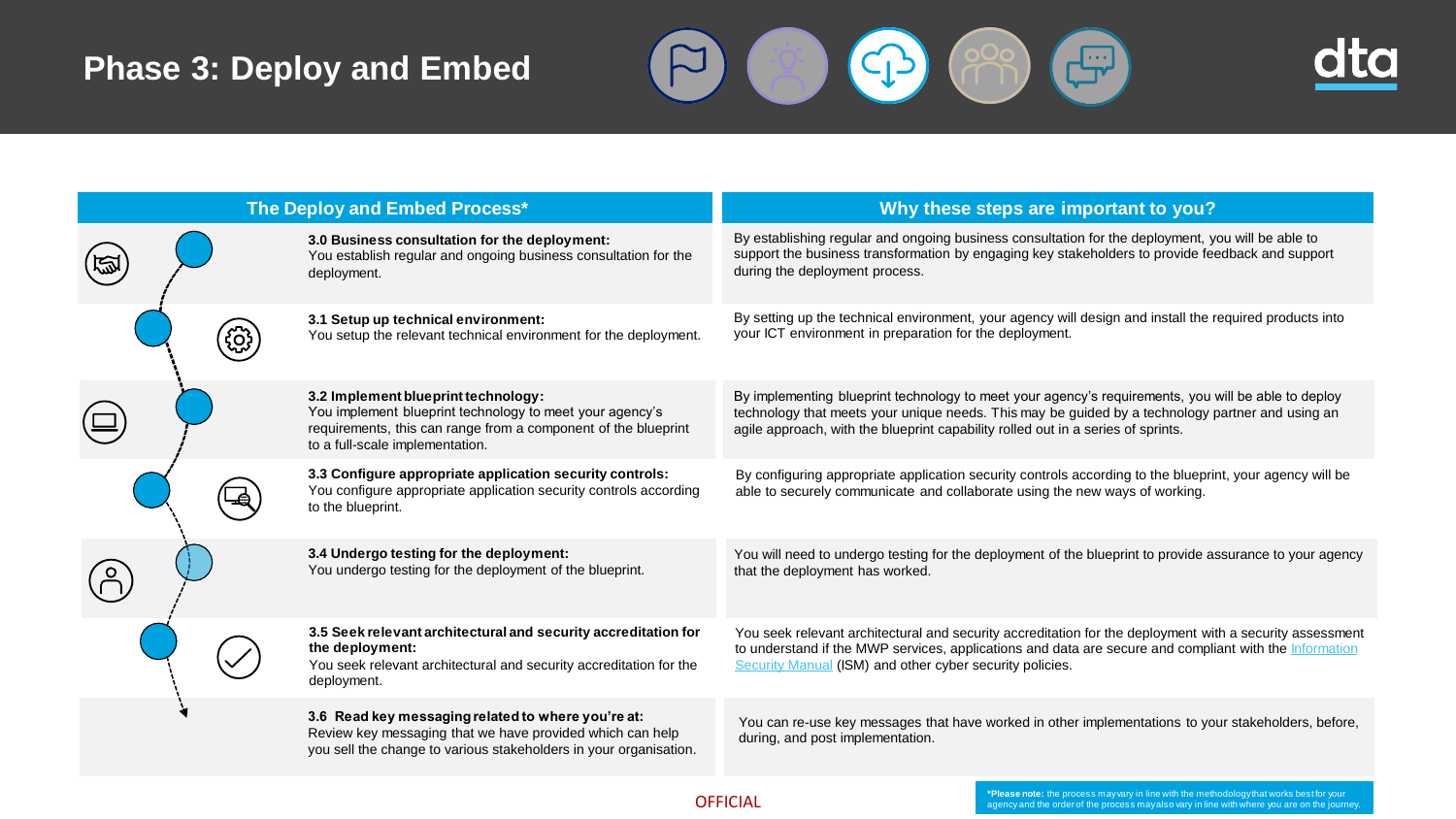# Phase 3: Deploy and Embed

| The Deploy and Embed Process* | Why these steps are important to you? |
| --- | --- |
| **3.0 Business consultation for the deployment:** You establish regular and ongoing business consultation for the deployment. | By establishing regular and ongoing business consultation for the deployment, you will be able to support the business transformation by engaging key stakeholders to provide feedback and support during the deployment process. |
| **3.1 Setup up technical environment:** You setup the relevant technical environment for the deployment. | By setting up the technical environment, your agency will design and install the required products into your ICT environment in preparation for the deployment. |
| **3.2 Implement blueprint technology:** You implement blueprint technology to meet your agency's requirements, this can range from a component of the blueprint to a full-scale implementation. | By implementing blueprint technology to meet your agency's requirements, you will be able to deploy technology that meets your unique needs. This may be guided by a technology partner and using an agile approach, with the blueprint capability rolled out in a series of sprints. |
| **3.3 Configure appropriate application security controls:** You configure appropriate application security controls according to the blueprint. | By configuring appropriate application security controls according to the blueprint, your agency will be able to securely communicate and collaborate using the new ways of working. |
| **3.4 Undergo testing for the deployment:** You undergo testing for the deployment of the blueprint. | You will need to undergo testing for the deployment of the blueprint to provide assurance to your agency that the deployment has worked. |
| **3.5 Seek relevant architectural and security accreditation for the deployment:** You seek relevant architectural and security accreditation for the deployment. | You seek relevant architectural and security accreditation for the deployment with a security assessment to understand if the MWP services, applications and data are secure and compliant with the Information Security Manual (ISM) and other cyber security policies. |
| **3.6 Read key messaging related to where you're at:** Review key messaging that we have provided which can help you sell the change to various stakeholders in your organisation. | You can re-use key messages that have worked in other implementations to your stakeholders, before, during, and post implementation. |

OFFICIAL

***Please note:** the process may vary in line with the methodology that works best for your agency and the order of the process may also vary in line with where you are on the journey.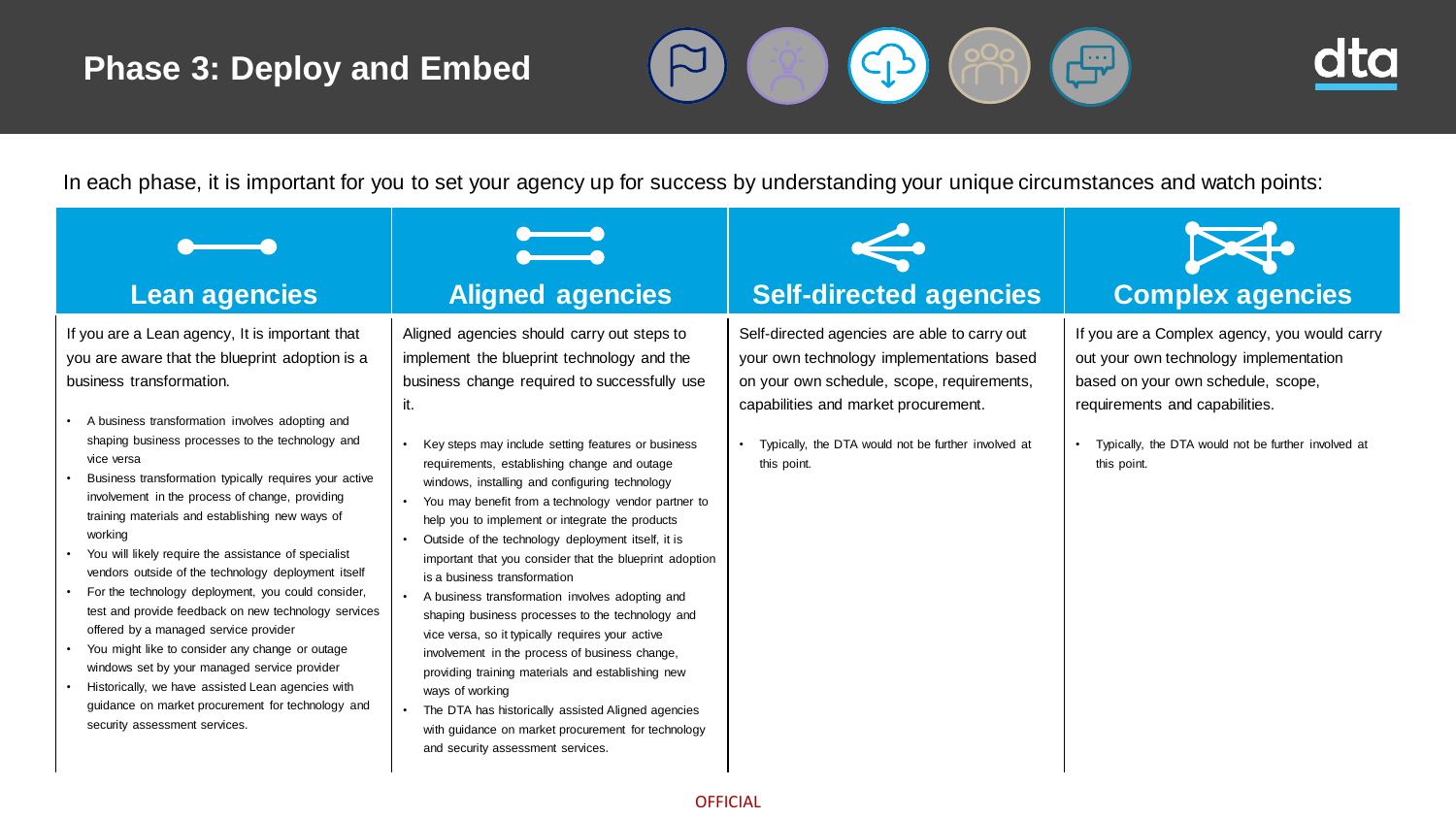# Phase 3: Deploy and Embed

In each phase, it is important for you to set your agency up for success by understanding your unique circumstances and watch points:

## Lean agencies

If you are a Lean agency, It is important that you are aware that the blueprint adoption is a business transformation.

- A business transformation involves adopting and shaping business processes to the technology and vice versa
- Business transformation typically requires your active involvement in the process of change, providing training materials and establishing new ways of working
- You will likely require the assistance of specialist vendors outside of the technology deployment itself
- For the technology deployment, you could consider, test and provide feedback on new technology services offered by a managed service provider
- You might like to consider any change or outage windows set by your managed service provider
- Historically, we have assisted Lean agencies with guidance on market procurement for technology and security assessment services.

## Aligned agencies

Aligned agencies should carry out steps to implement the blueprint technology and the business change required to successfully use it.

- Key steps may include setting features or business requirements, establishing change and outage windows, installing and configuring technology
- You may benefit from a technology vendor partner to help you to implement or integrate the products
- Outside of the technology deployment itself, it is important that you consider that the blueprint adoption is a business transformation
- A business transformation involves adopting and shaping business processes to the technology and vice versa, so it typically requires your active involvement in the process of business change, providing training materials and establishing new ways of working
- The DTA has historically assisted Aligned agencies with guidance on market procurement for technology and security assessment services.

## Self-directed agencies

Self-directed agencies are able to carry out your own technology implementations based on your own schedule, scope, requirements, capabilities and market procurement.

- Typically, the DTA would not be further involved at this point.

## Complex agencies

If you are a Complex agency, you would carry out your own technology implementation based on your own schedule, scope, requirements and capabilities.

- Typically, the DTA would not be further involved at this point.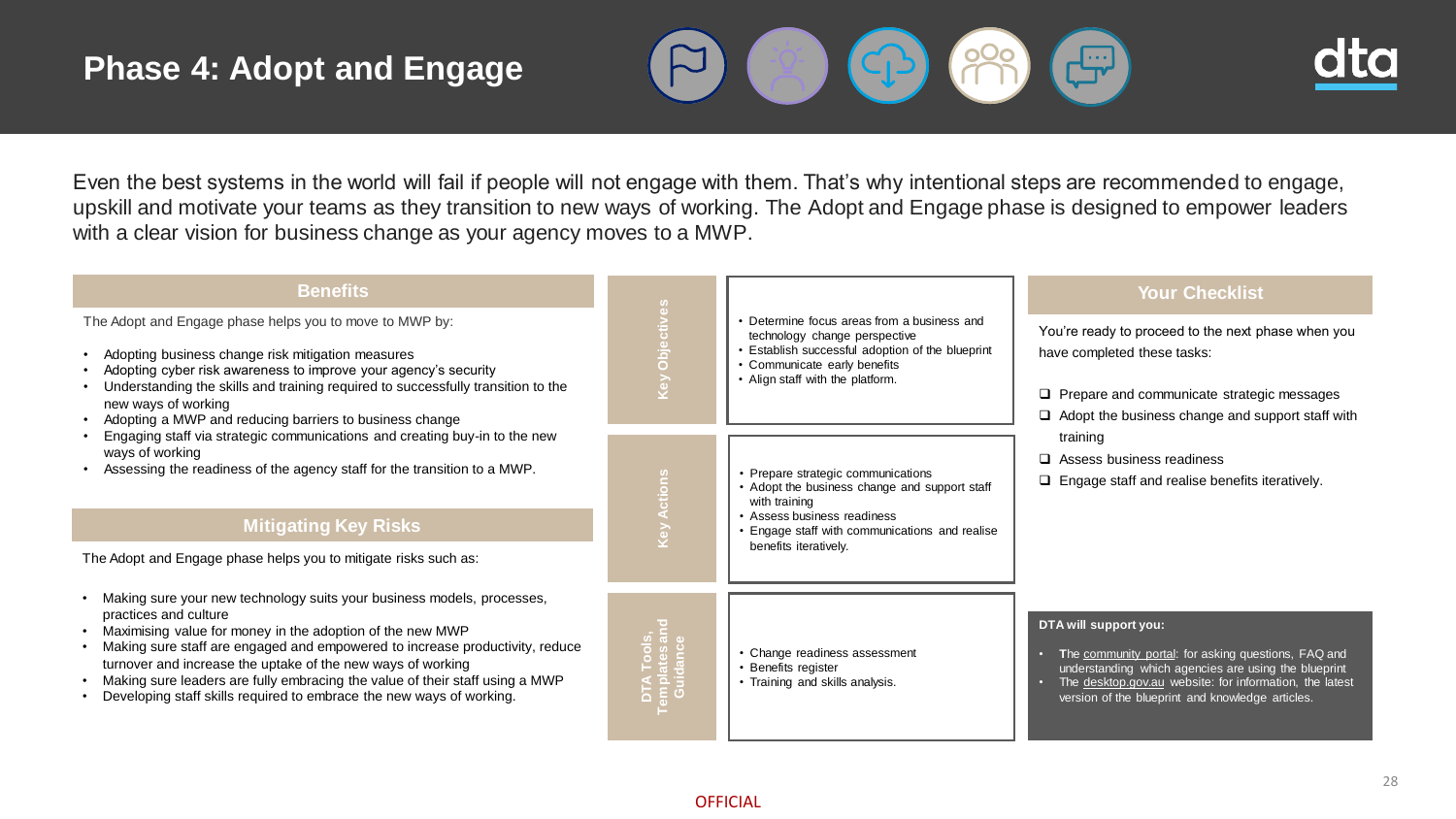# Phase 4: Adopt and Engage

Even the best systems in the world will fail if people will not engage with them. That's why intentional steps are recommended to engage, upskill and motivate your teams as they transition to new ways of working. The Adopt and Engage phase is designed to empower leaders with a clear vision for business change as your agency moves to a MWP.

## Benefits

The Adopt and Engage phase helps you to move to MWP by:

- Adopting business change risk mitigation measures
- Adopting cyber risk awareness to improve your agency's security
- Understanding the skills and training required to successfully transition to the new ways of working
- Adopting a MWP and reducing barriers to business change
- Engaging staff via strategic communications and creating buy-in to the new ways of working
- Assessing the readiness of the agency staff for the transition to a MWP.

## Mitigating Key Risks

The Adopt and Engage phase helps you to mitigate risks such as:

- Making sure your new technology suits your business models, processes, practices and culture
- Maximising value for money in the adoption of the new MWP
- Making sure staff are engaged and empowered to increase productivity, reduce turnover and increase the uptake of the new ways of working
- Making sure leaders are fully embracing the value of their staff using a MWP
- Developing staff skills required to embrace the new ways of working.

## Key Objectives

- Determine focus areas from a business and technology change perspective
- Establish successful adoption of the blueprint
- Communicate early benefits
- Align staff with the platform.

## Key Actions

- Prepare strategic communications
- Adopt the business change and support staff with training
- Assess business readiness
- Engage staff with communications and realise benefits iteratively.

## DTA Tools, Templates and Guidance

- Change readiness assessment
- Benefits register
- Training and skills analysis.

## Your Checklist

You're ready to proceed to the next phase when you have completed these tasks:

- ❑ Prepare and communicate strategic messages
- ❑ Adopt the business change and support staff with training
- ❑ Assess business readiness
- ❑ Engage staff and realise benefits iteratively.

**DTA will support you:**

- The community portal: for asking questions, FAQ and understanding which agencies are using the blueprint
- The desktop.gov.au website: for information, the latest version of the blueprint and knowledge articles.

OFFICIAL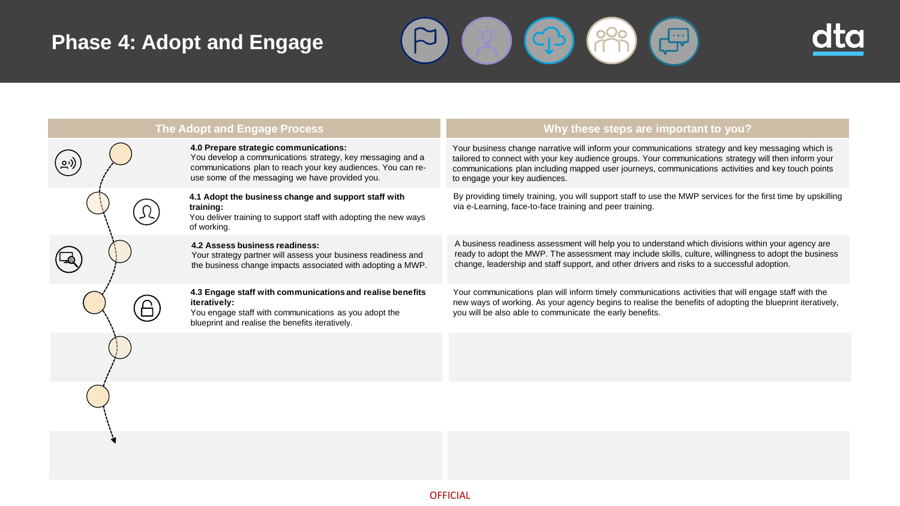# Phase 4: Adopt and Engage

| The Adopt and Engage Process | Why these steps are important to you? |
| --- | --- |
| **4.0 Prepare strategic communications:** You develop a communications strategy, key messaging and a communications plan to reach your key audiences. You can re-use some of the messaging we have provided you. | Your business change narrative will inform your communications strategy and key messaging which is tailored to connect with your key audience groups. Your communications strategy will then inform your communications plan including mapped user journeys, communications activities and key touch points to engage your key audiences. |
| **4.1 Adopt the business change and support staff with training:** You deliver training to support staff with adopting the new ways of working. | By providing timely training, you will support staff to use the MWP services for the first time by upskilling via e-Learning, face-to-face training and peer training. |
| **4.2 Assess business readiness:** Your strategy partner will assess your business readiness and the business change impacts associated with adopting a MWP. | A business readiness assessment will help you to understand which divisions within your agency are ready to adopt the MWP. The assessment may include skills, culture, willingness to adopt the business change, leadership and staff support, and other drivers and risks to a successful adoption. |
| **4.3 Engage staff with communications and realise benefits iteratively:** You engage staff with communications as you adopt the blueprint and realise the benefits iteratively. | Your communications plan will inform timely communications activities that will engage staff with the new ways of working. As your agency begins to realise the benefits of adopting the blueprint iteratively, you will be also able to communicate the early benefits. |

OFFICIAL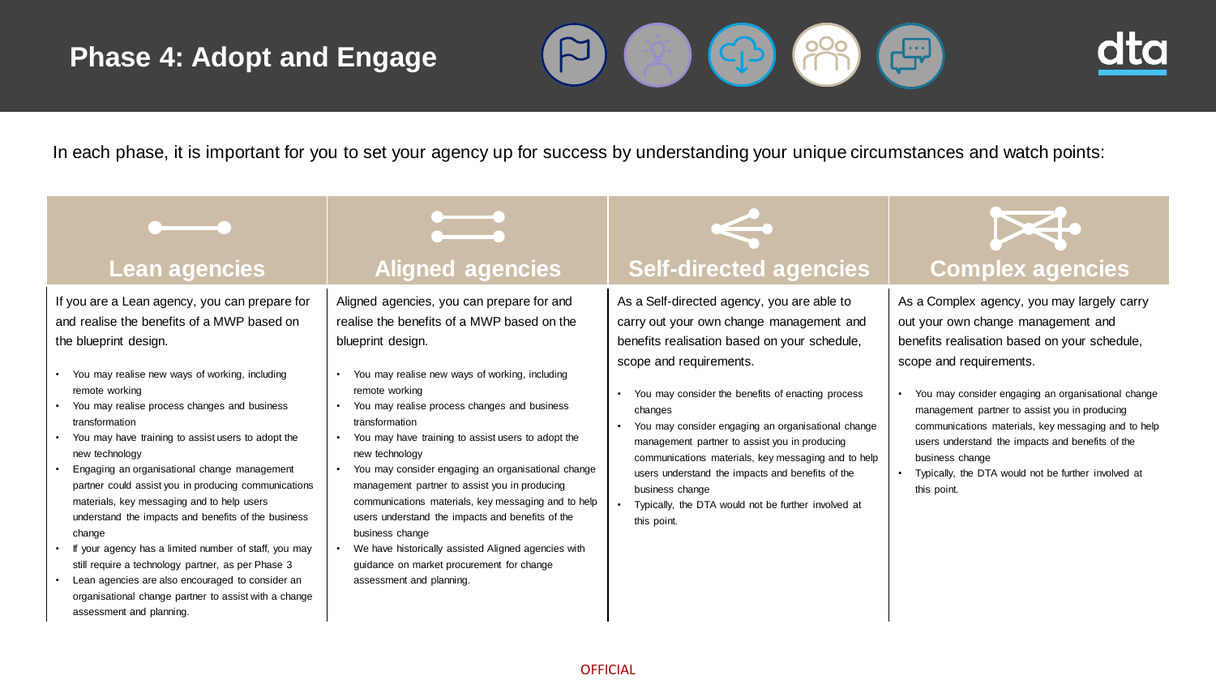# Phase 4: Adopt and Engage

In each phase, it is important for you to set your agency up for success by understanding your unique circumstances and watch points:

## Lean agencies

If you are a Lean agency, you can prepare for and realise the benefits of a MWP based on the blueprint design.

- You may realise new ways of working, including remote working
- You may realise process changes and business transformation
- You may have training to assist users to adopt the new technology
- Engaging an organisational change management partner could assist you in producing communications materials, key messaging and to help users understand the impacts and benefits of the business change
- If your agency has a limited number of staff, you may still require a technology partner, as per Phase 3
- Lean agencies are also encouraged to consider an organisational change partner to assist with a change assessment and planning.

## Aligned agencies

Aligned agencies, you can prepare for and realise the benefits of a MWP based on the blueprint design.

- You may realise new ways of working, including remote working
- You may realise process changes and business transformation
- You may have training to assist users to adopt the new technology
- You may consider engaging an organisational change management partner to assist you in producing communications materials, key messaging and to help users understand the impacts and benefits of the business change
- We have historically assisted Aligned agencies with guidance on market procurement for change assessment and planning.

## Self-directed agencies

As a Self-directed agency, you are able to carry out your own change management and benefits realisation based on your schedule, scope and requirements.

- You may consider the benefits of enacting process changes
- You may consider engaging an organisational change management partner to assist you in producing communications materials, key messaging and to help users understand the impacts and benefits of the business change
- Typically, the DTA would not be further involved at this point.

## Complex agencies

As a Complex agency, you may largely carry out your own change management and benefits realisation based on your schedule, scope and requirements.

- You may consider engaging an organisational change management partner to assist you in producing communications materials, key messaging and to help users understand the impacts and benefits of the business change
- Typically, the DTA would not be further involved at this point.

OFFICIAL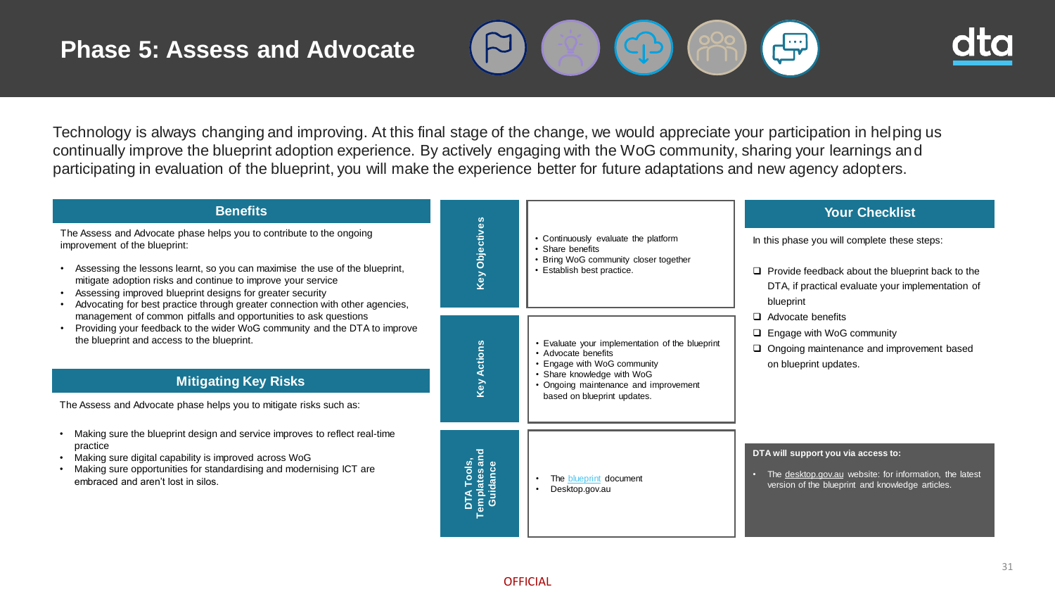# Phase 5: Assess and Advocate

Technology is always changing and improving. At this final stage of the change, we would appreciate your participation in helping us continually improve the blueprint adoption experience. By actively engaging with the WoG community, sharing your learnings and participating in evaluation of the blueprint, you will make the experience better for future adaptations and new agency adopters.

## Benefits

The Assess and Advocate phase helps you to contribute to the ongoing improvement of the blueprint:

- Assessing the lessons learnt, so you can maximise the use of the blueprint, mitigate adoption risks and continue to improve your service
- Assessing improved blueprint designs for greater security
- Advocating for best practice through greater connection with other agencies, management of common pitfalls and opportunities to ask questions
- Providing your feedback to the wider WoG community and the DTA to improve the blueprint and access to the blueprint.

## Mitigating Key Risks

The Assess and Advocate phase helps you to mitigate risks such as:

- Making sure the blueprint design and service improves to reflect real-time practice
- Making sure digital capability is improved across WoG
- Making sure opportunities for standardising and modernising ICT are embraced and aren't lost in silos.

## Key Objectives

- Continuously evaluate the platform
- Share benefits
- Bring WoG community closer together
- Establish best practice.

## Key Actions

- Evaluate your implementation of the blueprint
- Advocate benefits
- Engage with WoG community
- Share knowledge with WoG
- Ongoing maintenance and improvement based on blueprint updates.

## DTA Tools, Templates and Guidance

- The blueprint document
- Desktop.gov.au

## Your Checklist

In this phase you will complete these steps:

- ❑ Provide feedback about the blueprint back to the DTA, if practical evaluate your implementation of blueprint
- ❑ Advocate benefits
- ❑ Engage with WoG community
- ❑ Ongoing maintenance and improvement based on blueprint updates.

**DTA will support you via access to:**

- The desktop.gov.au website: for information, the latest version of the blueprint and knowledge articles.

OFFICIAL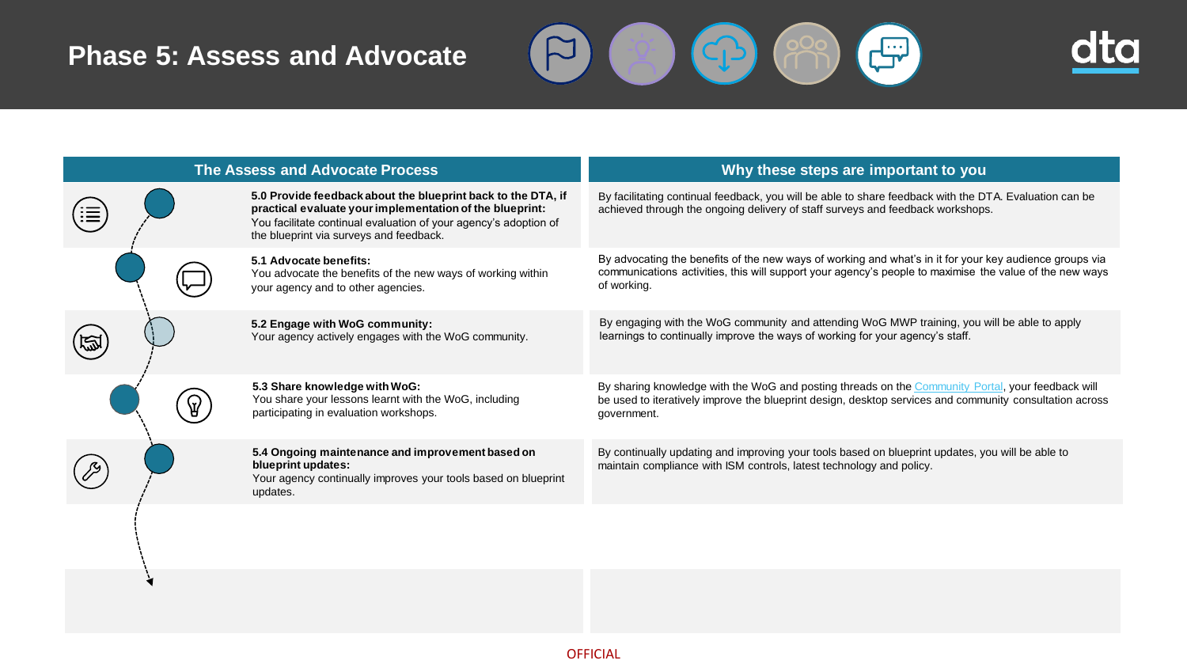# Phase 5: Assess and Advocate

| The Assess and Advocate Process | Why these steps are important to you |
| --- | --- |
| **5.0 Provide feedback about the blueprint back to the DTA, if practical evaluate your implementation of the blueprint:** You facilitate continual evaluation of your agency's adoption of the blueprint via surveys and feedback. | By facilitating continual feedback, you will be able to share feedback with the DTA. Evaluation can be achieved through the ongoing delivery of staff surveys and feedback workshops. |
| **5.1 Advocate benefits:** You advocate the benefits of the new ways of working within your agency and to other agencies. | By advocating the benefits of the new ways of working and what's in it for your key audience groups via communications activities, this will support your agency's people to maximise the value of the new ways of working. |
| **5.2 Engage with WoG community:** Your agency actively engages with the WoG community. | By engaging with the WoG community and attending WoG MWP training, you will be able to apply learnings to continually improve the ways of working for your agency's staff. |
| **5.3 Share knowledge with WoG:** You share your lessons learnt with the WoG, including participating in evaluation workshops. | By sharing knowledge with the WoG and posting threads on the Community Portal, your feedback will be used to iteratively improve the blueprint design, desktop services and community consultation across government. |
| **5.4 Ongoing maintenance and improvement based on blueprint updates:** Your agency continually improves your tools based on blueprint updates. | By continually updating and improving your tools based on blueprint updates, you will be able to maintain compliance with ISM controls, latest technology and policy. |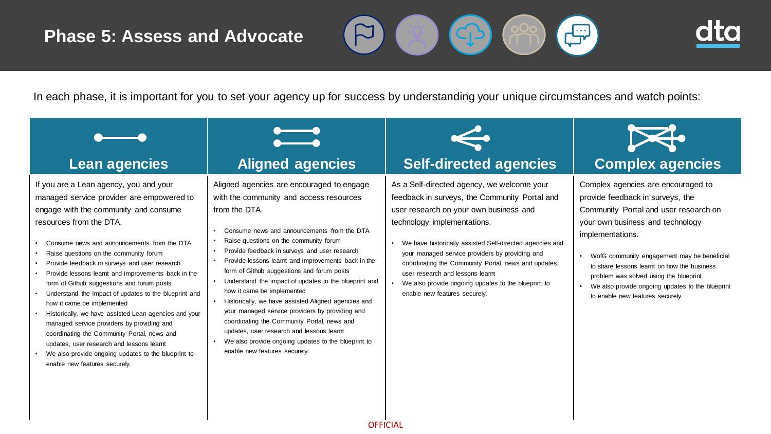# Phase 5: Assess and Advocate

In each phase, it is important for you to set your agency up for success by understanding your unique circumstances and watch points:

## Lean agencies

If you are a Lean agency, you and your managed service provider are empowered to engage with the community and consume resources from the DTA.

- Consume news and announcements from the DTA
- Raise questions on the community forum
- Provide feedback in surveys and user research
- Provide lessons learnt and improvements back in the form of Github suggestions and forum posts
- Understand the impact of updates to the blueprint and how it came be implemented
- Historically, we have assisted Lean agencies and your managed service providers by providing and coordinating the Community Portal, news and updates, user research and lessons learnt
- We also provide ongoing updates to the blueprint to enable new features securely.

## Aligned agencies

Aligned agencies are encouraged to engage with the community and access resources from the DTA.

- Consume news and announcements from the DTA
- Raise questions on the community forum
- Provide feedback in surveys and user research
- Provide lessons learnt and improvements back in the form of Github suggestions and forum posts
- Understand the impact of updates to the blueprint and how it came be implemented
- Historically, we have assisted Aligned agencies and your managed service providers by providing and coordinating the Community Portal, news and updates, user research and lessons learnt
- We also provide ongoing updates to the blueprint to enable new features securely.

## Self-directed agencies

As a Self-directed agency, we welcome your feedback in surveys, the Community Portal and user research on your own business and technology implementations.

- We have historically assisted Self-directed agencies and your managed service providers by providing and coordinating the Community Portal, news and updates, user research and lessons learnt
- We also provide ongoing updates to the blueprint to enable new features securely.

## Complex agencies

Complex agencies are encouraged to provide feedback in surveys, the Community Portal and user research on your own business and technology implementations.

- WofG community engagement may be beneficial to share lessons learnt on how the business problem was solved using the blueprint
- We also provide ongoing updates to the blueprint to enable new features securely.

OFFICIAL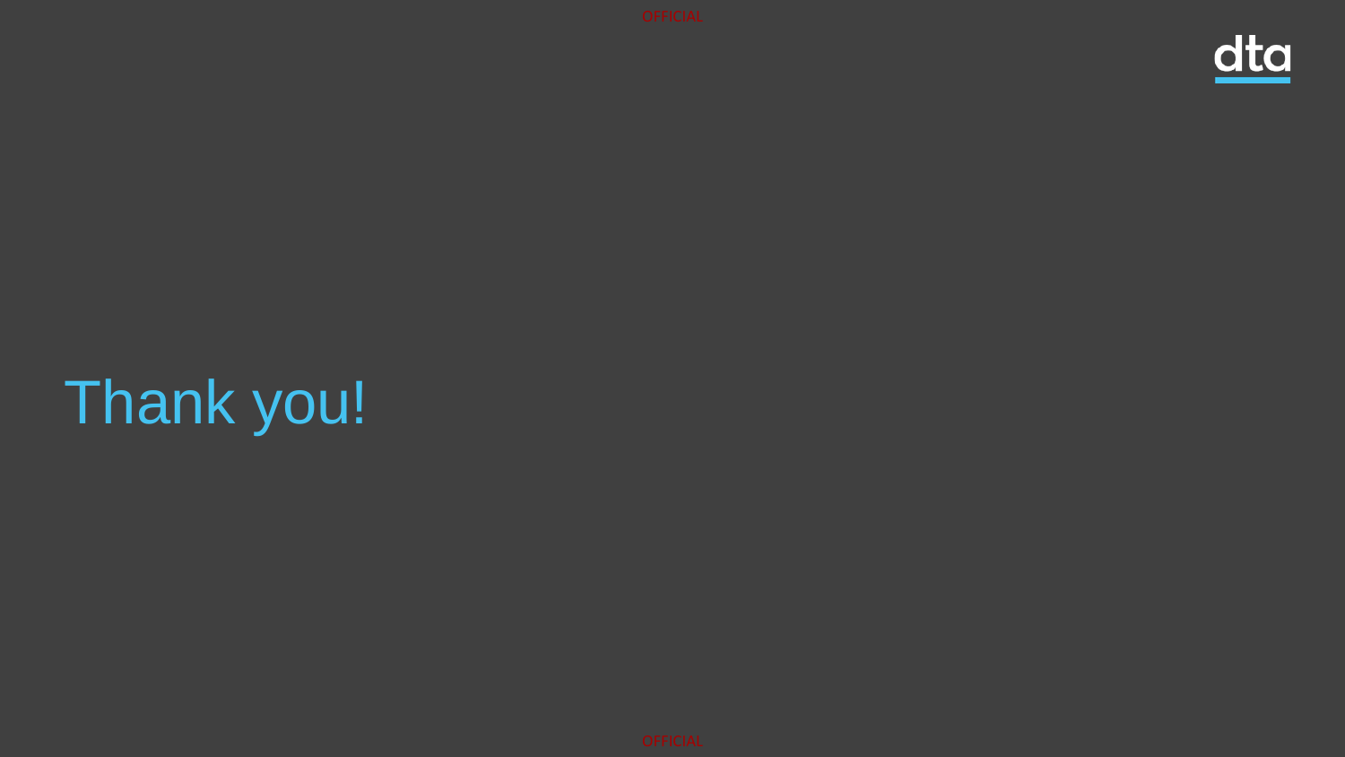# Thank you!